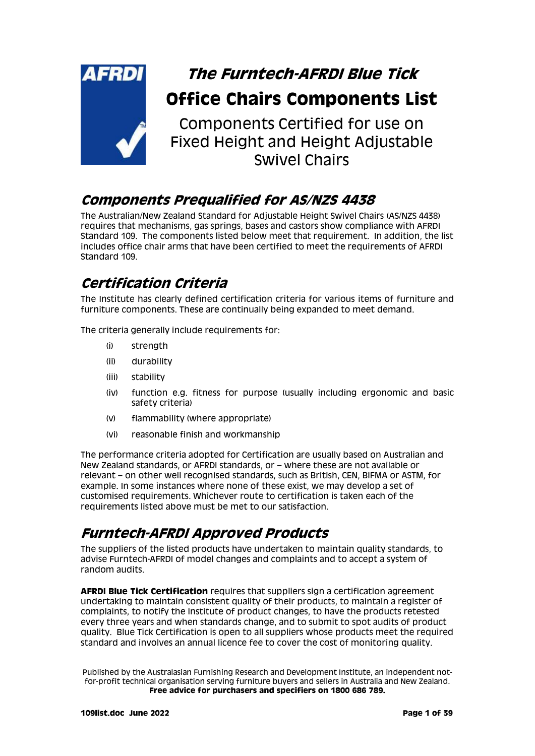# *The Furntech-AFRDI Blue Tick*

# Office Chairs Components List

Components Certified for use on Fixed Height and Height Adjustable Swivel Chairs

## *Components Prequalified for AS/NZS 4438*

The Australian/New Zealand Standard for Adjustable Height Swivel Chairs (AS/NZS 4438) requires that mechanisms, gas springs, bases and castors show compliance with AFRDI Standard 109. The components listed below meet that requirement. In addition, the list includes office chair arms that have been certified to meet the requirements of AFRDI Standard 109.

## *Certification Criteria*

The Institute has clearly defined certification criteria for various items of furniture and furniture components. These are continually being expanded to meet demand.

The criteria generally include requirements for:

(i) strength

(ii) durability

(iii) stability

(iv) function e.g. fitness for purpose (usually including ergonomic and basic safety criteria)

(v) flammability (where appropriate)

(vi) reasonable finish and workmanship

The performance criteria adopted for Certification are usually based on Australian and New Zealand standards, or AFRDI standards, or – where these are not available or relevant – on other well recognised standards, such as British, CEN, BIFMA or ASTM, for example. In some instances where none of these exist, we may develop a set of customised requirements. Whichever route to certification is taken each of the requirements listed above must be met to our satisfaction.

## *Furntech-AFRDI Approved Products*

The suppliers of the listed products have undertaken to maintain quality standards, to advise Furntech-AFRDI of model changes and complaints and to accept a system of random audits.

**AFRDI Blue Tick Certification** requires that suppliers sign a certification agreement undertaking to maintain consistent quality of their products, to maintain a register of complaints, to notify the Institute of product changes, to have the products retested every three years and when standards change, and to submit to spot audits of product quality. Blue Tick Certification is open to all suppliers whose products meet the required standard and involves an annual licence fee to cover the cost of monitoring quality.

Published by the Australasian Furnishing Research and Development Institute, an independent not-for-profit technical organisation serving furniture buyers and sellers in Australia and New Zealand.
**Free advice for purchasers and specifiers on 1800 686 789.**

**109list.doc June 2022**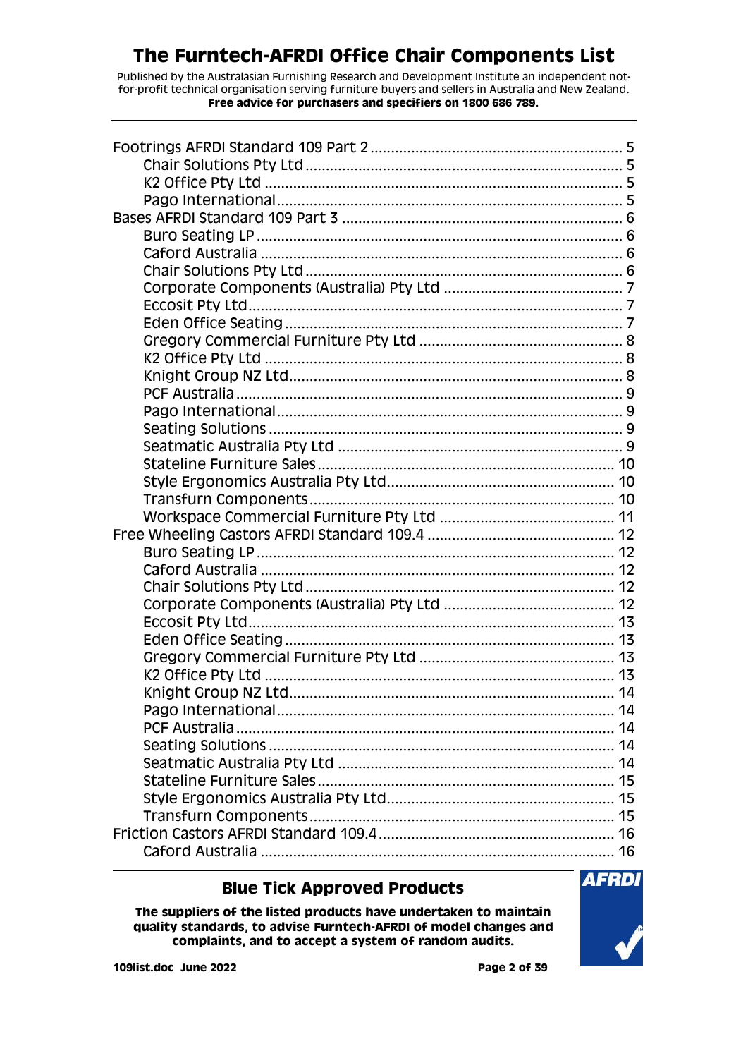# The Furntech-AFRDI Office Chair Components List

Published by the Australasian Furnishing Research and Development Institute an independent not-for-profit technical organisation serving furniture buyers and sellers in Australia and New Zealand.
**Free advice for purchasers and specifiers on 1800 686 789.**

---

Footrings AFRDI Standard 109 Part 2 .......... 5
- Chair Solutions Pty Ltd .......... 5
- K2 Office Pty Ltd .......... 5
- Pago International .......... 5

Bases AFRDI Standard 109 Part 3 .......... 6
- Buro Seating LP .......... 6
- Caford Australia .......... 6
- Chair Solutions Pty Ltd .......... 6
- Corporate Components (Australia) Pty Ltd .......... 7
- Eccosit Pty Ltd .......... 7
- Eden Office Seating .......... 7
- Gregory Commercial Furniture Pty Ltd .......... 8
- K2 Office Pty Ltd .......... 8
- Knight Group NZ Ltd .......... 8
- PCF Australia .......... 9
- Pago International .......... 9
- Seating Solutions .......... 9
- Seatmatic Australia Pty Ltd .......... 9
- Stateline Furniture Sales .......... 10
- Style Ergonomics Australia Pty Ltd .......... 10
- Transfurn Components .......... 10
- Workspace Commercial Furniture Pty Ltd .......... 11

Free Wheeling Castors AFRDI Standard 109.4 .......... 12
- Buro Seating LP .......... 12
- Caford Australia .......... 12
- Chair Solutions Pty Ltd .......... 12
- Corporate Components (Australia) Pty Ltd .......... 12
- Eccosit Pty Ltd .......... 13
- Eden Office Seating .......... 13
- Gregory Commercial Furniture Pty Ltd .......... 13
- K2 Office Pty Ltd .......... 13
- Knight Group NZ Ltd .......... 14
- Pago International .......... 14
- PCF Australia .......... 14
- Seating Solutions .......... 14
- Seatmatic Australia Pty Ltd .......... 14
- Stateline Furniture Sales .......... 15
- Style Ergonomics Australia Pty Ltd .......... 15
- Transfurn Components .......... 15

Friction Castors AFRDI Standard 109.4 .......... 16
- Caford Australia .......... 16

---

## Blue Tick Approved Products

**The suppliers of the listed products have undertaken to maintain quality standards, to advise Furntech-AFRDI of model changes and complaints, and to accept a system of random audits.**

**109list.doc June 2022**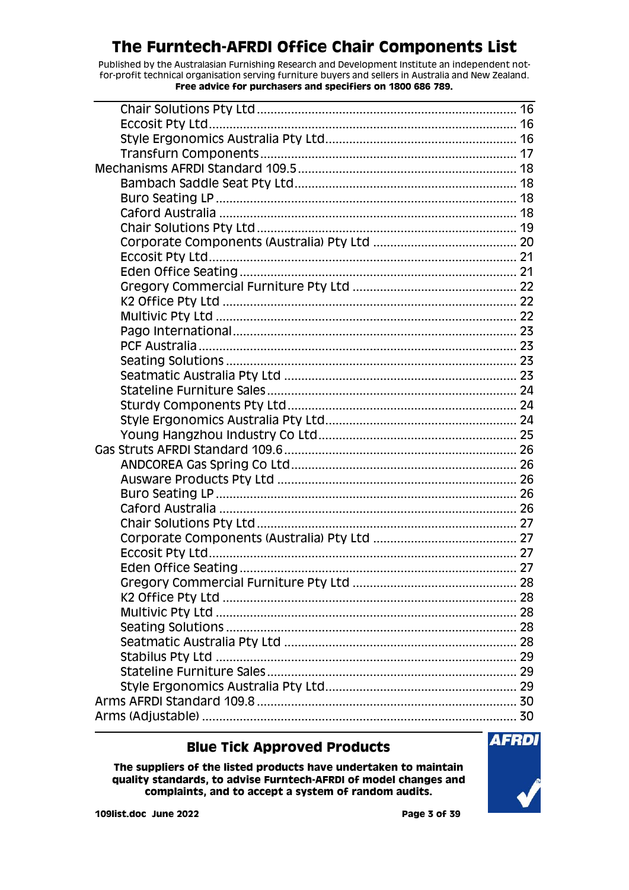# The Furntech-AFRDI Office Chair Components List

Published by the Australasian Furnishing Research and Development Institute an independent not-for-profit technical organisation serving furniture buyers and sellers in Australia and New Zealand.

**Free advice for purchasers and specifiers on 1800 686 789.**

- Chair Solutions Pty Ltd ........ 16
- Eccosit Pty Ltd ........ 16
- Style Ergonomics Australia Pty Ltd ........ 16
- Transfurn Components ........ 17

Mechanisms AFRDI Standard 109.5 ........ 18

- Bambach Saddle Seat Pty Ltd ........ 18
- Buro Seating LP ........ 18
- Caford Australia ........ 18
- Chair Solutions Pty Ltd ........ 19
- Corporate Components (Australia) Pty Ltd ........ 20
- Eccosit Pty Ltd ........ 21
- Eden Office Seating ........ 21
- Gregory Commercial Furniture Pty Ltd ........ 22
- K2 Office Pty Ltd ........ 22
- Multivic Pty Ltd ........ 22
- Pago International ........ 23
- PCF Australia ........ 23
- Seating Solutions ........ 23
- Seatmatic Australia Pty Ltd ........ 23
- Stateline Furniture Sales ........ 24
- Sturdy Components Pty Ltd ........ 24
- Style Ergonomics Australia Pty Ltd ........ 24
- Young Hangzhou Industry Co Ltd ........ 25

Gas Struts AFRDI Standard 109.6 ........ 26

- ANDCOREA Gas Spring Co Ltd ........ 26
- Ausware Products Pty Ltd ........ 26
- Buro Seating LP ........ 26
- Caford Australia ........ 26
- Chair Solutions Pty Ltd ........ 27
- Corporate Components (Australia) Pty Ltd ........ 27
- Eccosit Pty Ltd ........ 27
- Eden Office Seating ........ 27
- Gregory Commercial Furniture Pty Ltd ........ 28
- K2 Office Pty Ltd ........ 28
- Multivic Pty Ltd ........ 28
- Seating Solutions ........ 28
- Seatmatic Australia Pty Ltd ........ 28
- Stabilus Pty Ltd ........ 29
- Stateline Furniture Sales ........ 29
- Style Ergonomics Australia Pty Ltd ........ 29

Arms AFRDI Standard 109.8 ........ 30

Arms (Adjustable) ........ 30

## Blue Tick Approved Products

**The suppliers of the listed products have undertaken to maintain quality standards, to advise Furntech-AFRDI of model changes and complaints, and to accept a system of random audits.**

**109list.doc June 2022**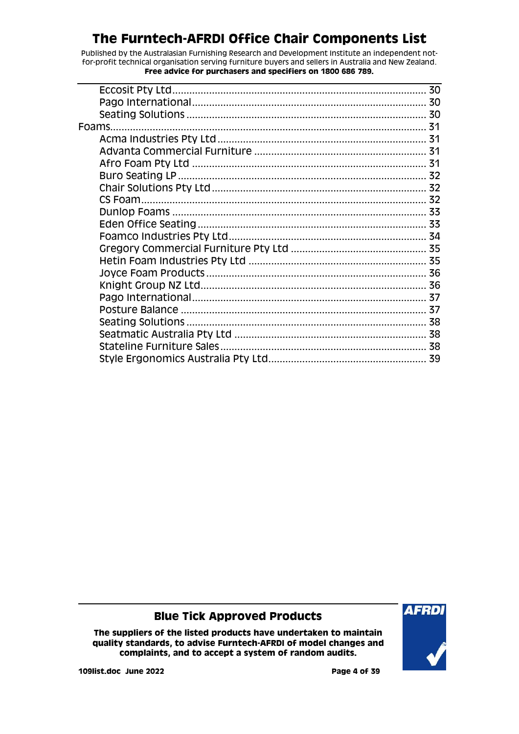- Eccosit Pty Ltd ..... 30
- Pago International ..... 30
- Seating Solutions ..... 30

Foams ..... 31

- Acma Industries Pty Ltd ..... 31
- Advanta Commercial Furniture ..... 31
- Afro Foam Pty Ltd ..... 31
- Buro Seating LP ..... 32
- Chair Solutions Pty Ltd ..... 32
- CS Foam ..... 32
- Dunlop Foams ..... 33
- Eden Office Seating ..... 33
- Foamco Industries Pty Ltd ..... 34
- Gregory Commercial Furniture Pty Ltd ..... 35
- Hetin Foam Industries Pty Ltd ..... 35
- Joyce Foam Products ..... 36
- Knight Group NZ Ltd ..... 36
- Pago International ..... 37
- Posture Balance ..... 37
- Seating Solutions ..... 38
- Seatmatic Australia Pty Ltd ..... 38
- Stateline Furniture Sales ..... 38
- Style Ergonomics Australia Pty Ltd ..... 39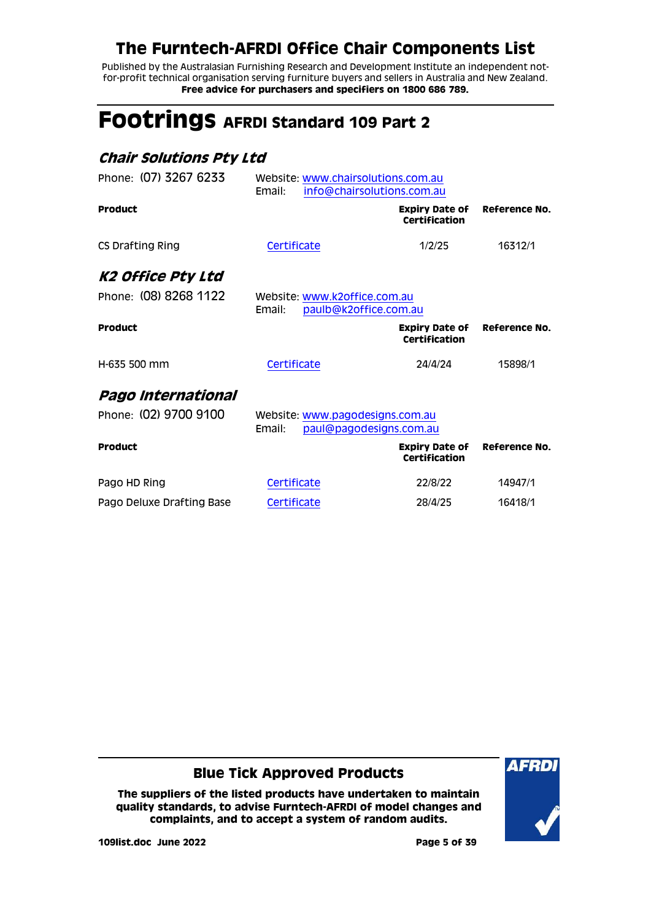# The Furntech-AFRDI Office Chair Components List

Published by the Australasian Furnishing Research and Development Institute an independent not-for-profit technical organisation serving furniture buyers and sellers in Australia and New Zealand.
**Free advice for purchasers and specifiers on 1800 686 789.**

# Footrings AFRDI Standard 109 Part 2

## *Chair Solutions Pty Ltd*

Phone: (07) 3267 6233

Website: www.chairsolutions.com.au
Email: info@chairsolutions.com.au

| **Product** | | **Expiry Date of Certification** | **Reference No.** |
|---|---|---|---|
| CS Drafting Ring | Certificate | 1/2/25 | 16312/1 |

## *K2 Office Pty Ltd*

Phone: (08) 8268 1122

Website: www.k2office.com.au
Email: paulb@k2office.com.au

| **Product** | | **Expiry Date of Certification** | **Reference No.** |
|---|---|---|---|
| H-635 500 mm | Certificate | 24/4/24 | 15898/1 |

## *Pago International*

Phone: (02) 9700 9100

Website: www.pagodesigns.com.au
Email: paul@pagodesigns.com.au

| **Product** | | **Expiry Date of Certification** | **Reference No.** |
|---|---|---|---|
| Pago HD Ring | Certificate | 22/8/22 | 14947/1 |
| Pago Deluxe Drafting Base | Certificate | 28/4/25 | 16418/1 |

## Blue Tick Approved Products

**The suppliers of the listed products have undertaken to maintain quality standards, to advise Furntech-AFRDI of model changes and complaints, and to accept a system of random audits.**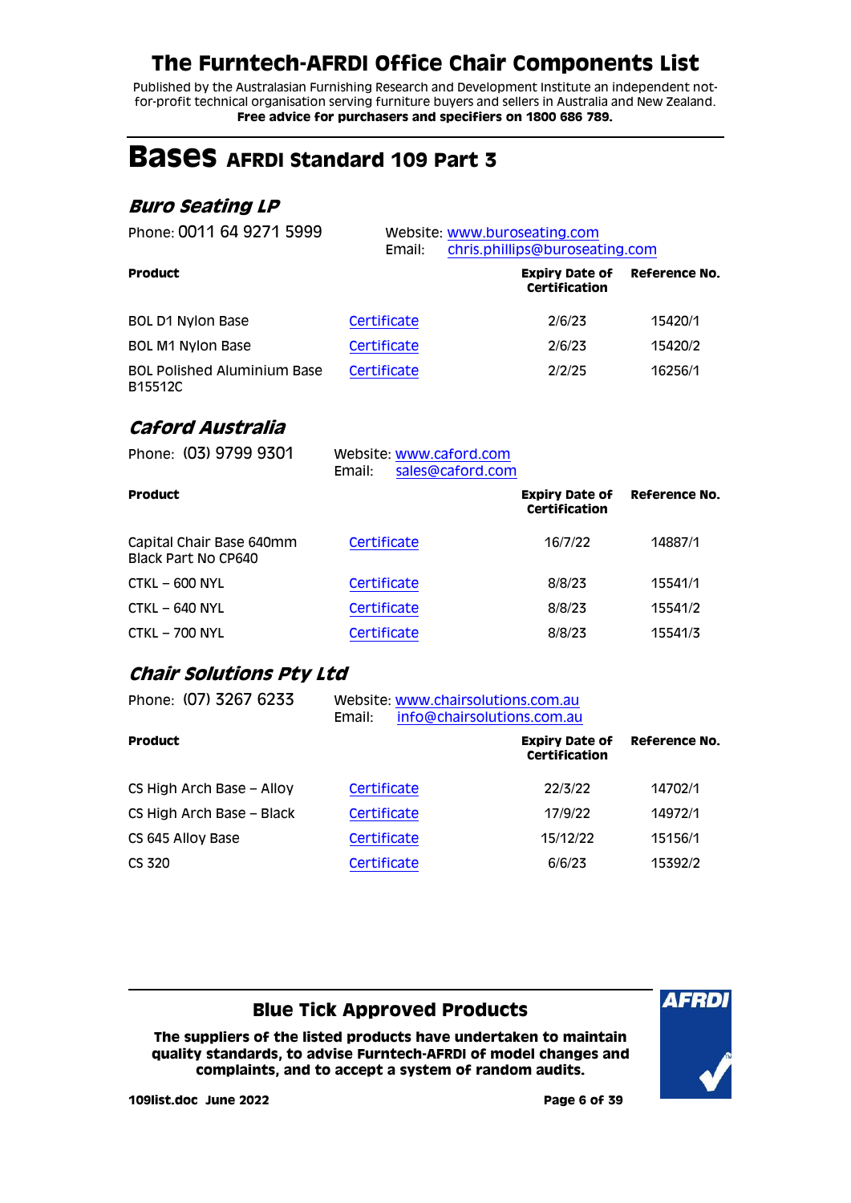# The Furntech-AFRDI Office Chair Components List

Published by the Australasian Furnishing Research and Development Institute an independent not-for-profit technical organisation serving furniture buyers and sellers in Australia and New Zealand.
**Free advice for purchasers and specifiers on 1800 686 789.**

# Bases AFRDI Standard 109 Part 3

## *Buro Seating LP*

Phone: 0011 64 9271 5999

Website: www.buroseating.com
Email: chris.phillips@buroseating.com

| Product | | Expiry Date of Certification | Reference No. |
|---|---|---|---|
| BOL D1 Nylon Base | Certificate | 2/6/23 | 15420/1 |
| BOL M1 Nylon Base | Certificate | 2/6/23 | 15420/2 |
| BOL Polished Aluminium Base B15512C | Certificate | 2/2/25 | 16256/1 |

## *Caford Australia*

Phone: (03) 9799 9301

Website: www.caford.com
Email: sales@caford.com

| Product | | Expiry Date of Certification | Reference No. |
|---|---|---|---|
| Capital Chair Base 640mm Black Part No CP640 | Certificate | 16/7/22 | 14887/1 |
| CTKL – 600 NYL | Certificate | 8/8/23 | 15541/1 |
| CTKL – 640 NYL | Certificate | 8/8/23 | 15541/2 |
| CTKL – 700 NYL | Certificate | 8/8/23 | 15541/3 |

## *Chair Solutions Pty Ltd*

Phone: (07) 3267 6233

Website: www.chairsolutions.com.au
Email: info@chairsolutions.com.au

| Product | | Expiry Date of Certification | Reference No. |
|---|---|---|---|
| CS High Arch Base – Alloy | Certificate | 22/3/22 | 14702/1 |
| CS High Arch Base – Black | Certificate | 17/9/22 | 14972/1 |
| CS 645 Alloy Base | Certificate | 15/12/22 | 15156/1 |
| CS 320 | Certificate | 6/6/23 | 15392/2 |

## Blue Tick Approved Products

**The suppliers of the listed products have undertaken to maintain quality standards, to advise Furntech-AFRDI of model changes and complaints, and to accept a system of random audits.**

AFRDI

**109list.doc June 2022**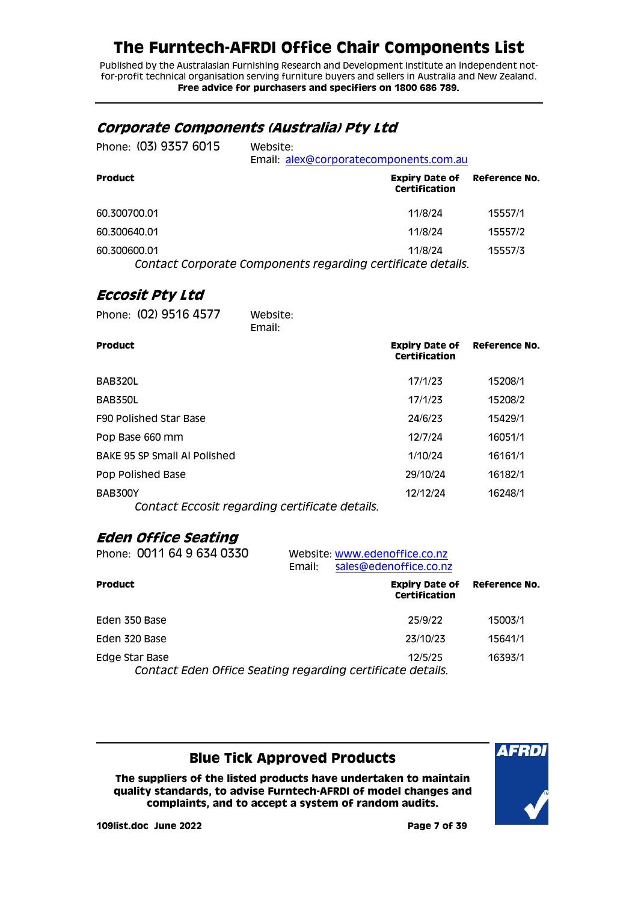# The Furntech-AFRDI Office Chair Components List

Published by the Australasian Furnishing Research and Development Institute an independent not-for-profit technical organisation serving furniture buyers and sellers in Australia and New Zealand.
**Free advice for purchasers and specifiers on 1800 686 789.**

## *Corporate Components (Australia) Pty Ltd*

Phone: (03) 9357 6015
Website:
Email: alex@corporatecomponents.com.au

| Product | Expiry Date of Certification | Reference No. |
|---|---|---|
| 60.300700.01 | 11/8/24 | 15557/1 |
| 60.300640.01 | 11/8/24 | 15557/2 |
| 60.300600.01 | 11/8/24 | 15557/3 |

*Contact Corporate Components regarding certificate details.*

## *Eccosit Pty Ltd*

Phone: (02) 9516 4577
Website:
Email:

| Product | Expiry Date of Certification | Reference No. |
|---|---|---|
| BAB320L | 17/1/23 | 15208/1 |
| BAB350L | 17/1/23 | 15208/2 |
| F90 Polished Star Base | 24/6/23 | 15429/1 |
| Pop Base 660 mm | 12/7/24 | 16051/1 |
| BAKE 95 SP Small Al Polished | 1/10/24 | 16161/1 |
| Pop Polished Base | 29/10/24 | 16182/1 |
| BAB300Y | 12/12/24 | 16248/1 |

*Contact Eccosit regarding certificate details.*

## *Eden Office Seating*

Phone: 0011 64 9 634 0330
Website: www.edenoffice.co.nz
Email: sales@edenoffice.co.nz

| Product | Expiry Date of Certification | Reference No. |
|---|---|---|
| Eden 350 Base | 25/9/22 | 15003/1 |
| Eden 320 Base | 23/10/23 | 15641/1 |
| Edge Star Base | 12/5/25 | 16393/1 |

*Contact Eden Office Seating regarding certificate details.*

### Blue Tick Approved Products

**The suppliers of the listed products have undertaken to maintain quality standards, to advise Furntech-AFRDI of model changes and complaints, and to accept a system of random audits.**

**109list.doc June 2022**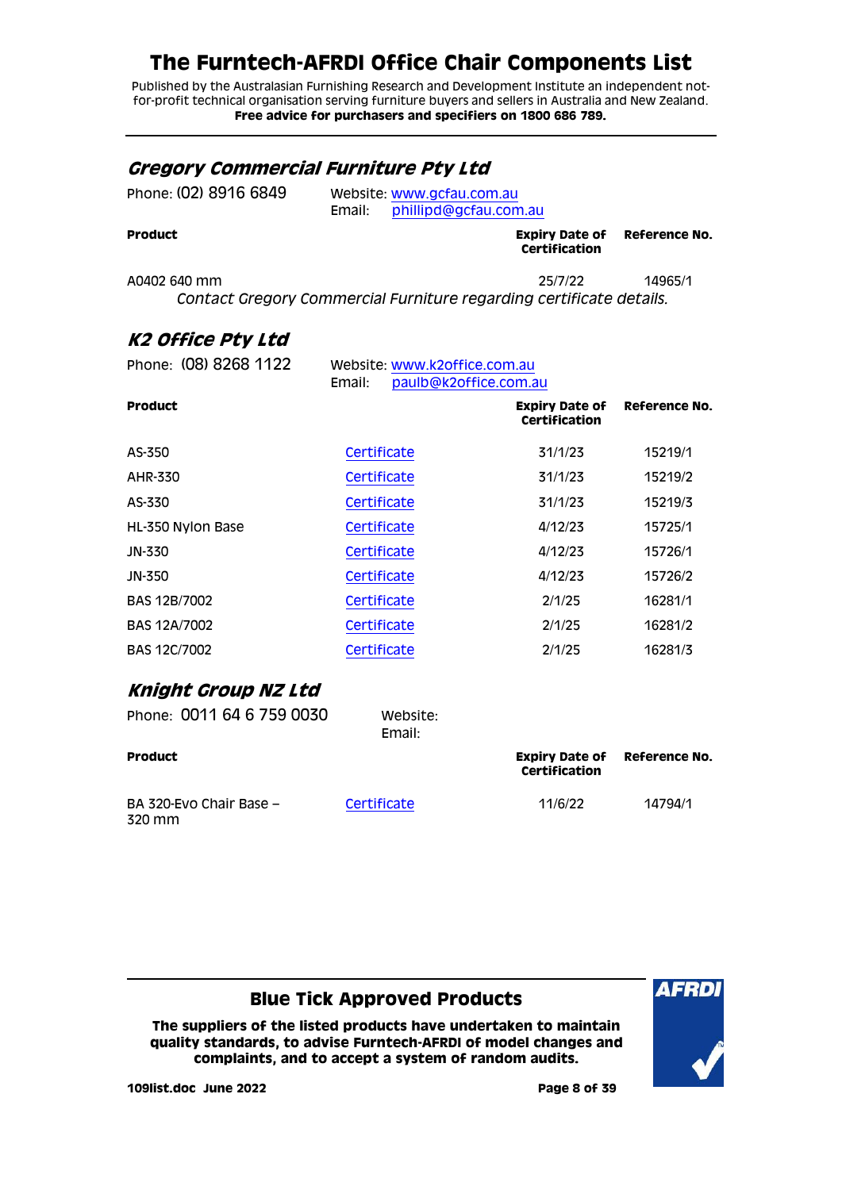# The Furntech-AFRDI Office Chair Components List

Published by the Australasian Furnishing Research and Development Institute an independent not-for-profit technical organisation serving furniture buyers and sellers in Australia and New Zealand.
**Free advice for purchasers and specifiers on 1800 686 789.**

## *Gregory Commercial Furniture Pty Ltd*

Phone: (02) 8916 6849
Website: www.gcfau.com.au
Email: phillipd@gcfau.com.au

| Product | | Expiry Date of Certification | Reference No. |
|---|---|---|---|
| A0402 640 mm | | 25/7/22 | 14965/1 |

*Contact Gregory Commercial Furniture regarding certificate details.*

## *K2 Office Pty Ltd*

Phone: (08) 8268 1122
Website: www.k2office.com.au
Email: paulb@k2office.com.au

| Product | | Expiry Date of Certification | Reference No. |
|---|---|---|---|
| AS-350 | Certificate | 31/1/23 | 15219/1 |
| AHR-330 | Certificate | 31/1/23 | 15219/2 |
| AS-330 | Certificate | 31/1/23 | 15219/3 |
| HL-350 Nylon Base | Certificate | 4/12/23 | 15725/1 |
| JN-330 | Certificate | 4/12/23 | 15726/1 |
| JN-350 | Certificate | 4/12/23 | 15726/2 |
| BAS 12B/7002 | Certificate | 2/1/25 | 16281/1 |
| BAS 12A/7002 | Certificate | 2/1/25 | 16281/2 |
| BAS 12C/7002 | Certificate | 2/1/25 | 16281/3 |

## *Knight Group NZ Ltd*

Phone: 0011 64 6 759 0030
Website:
Email:

| Product | | Expiry Date of Certification | Reference No. |
|---|---|---|---|
| BA 320-Evo Chair Base – 320 mm | Certificate | 11/6/22 | 14794/1 |

**Blue Tick Approved Products**

**The suppliers of the listed products have undertaken to maintain quality standards, to advise Furntech-AFRDI of model changes and complaints, and to accept a system of random audits.**

**109list.doc June 2022**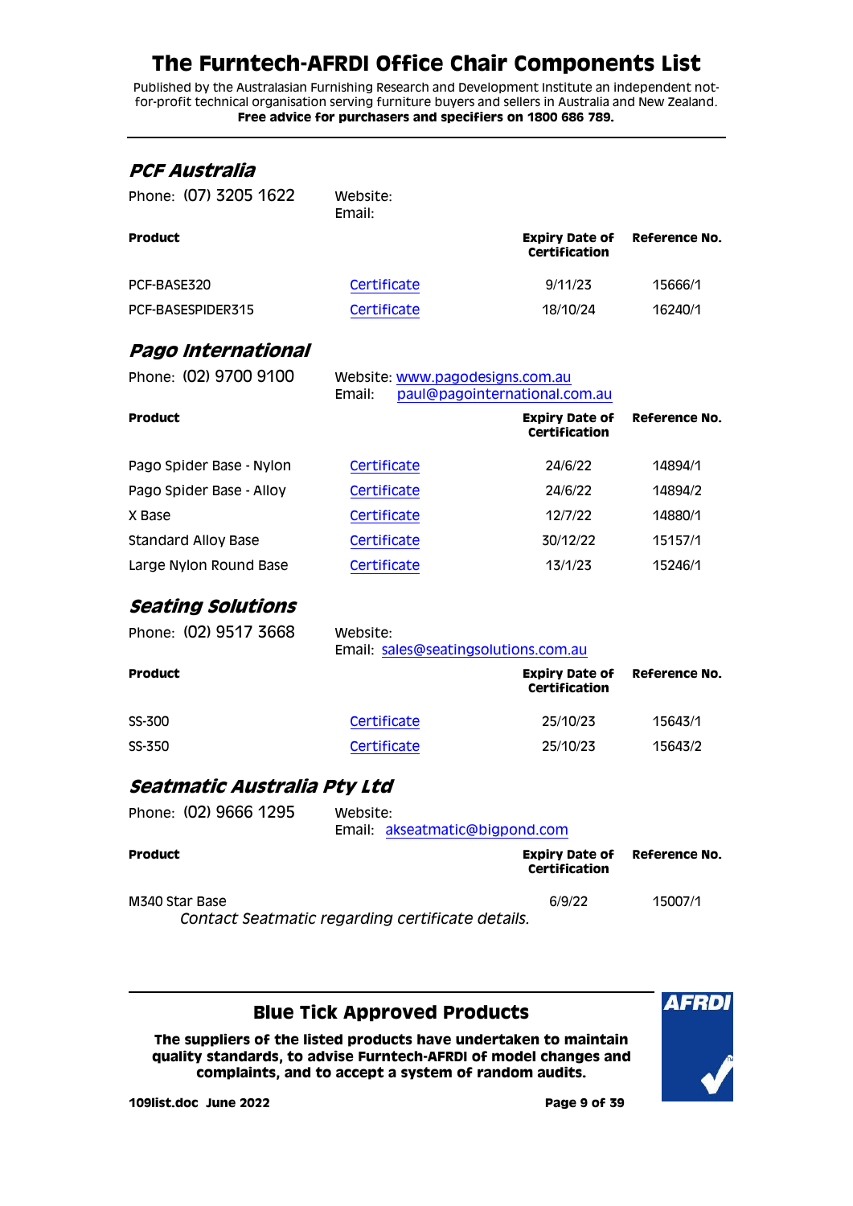# The Furntech-AFRDI Office Chair Components List

Published by the Australasian Furnishing Research and Development Institute an independent not-for-profit technical organisation serving furniture buyers and sellers in Australia and New Zealand.
**Free advice for purchasers and specifiers on 1800 686 789.**

## *PCF Australia*

Phone: (07) 3205 1622

Website:
Email:

| Product | | Expiry Date of Certification | Reference No. |
|---|---|---|---|
| PCF-BASE320 | Certificate | 9/11/23 | 15666/1 |
| PCF-BASESPIDER315 | Certificate | 18/10/24 | 16240/1 |

## *Pago International*

Phone: (02) 9700 9100

Website: www.pagodesigns.com.au
Email: paul@pagointernational.com.au

| Product | | Expiry Date of Certification | Reference No. |
|---|---|---|---|
| Pago Spider Base - Nylon | Certificate | 24/6/22 | 14894/1 |
| Pago Spider Base - Alloy | Certificate | 24/6/22 | 14894/2 |
| X Base | Certificate | 12/7/22 | 14880/1 |
| Standard Alloy Base | Certificate | 30/12/22 | 15157/1 |
| Large Nylon Round Base | Certificate | 13/1/23 | 15246/1 |

## *Seating Solutions*

Phone: (02) 9517 3668

Website:
Email: sales@seatingsolutions.com.au

| Product | | Expiry Date of Certification | Reference No. |
|---|---|---|---|
| SS-300 | Certificate | 25/10/23 | 15643/1 |
| SS-350 | Certificate | 25/10/23 | 15643/2 |

## *Seatmatic Australia Pty Ltd*

Phone: (02) 9666 1295

Website:
Email: akseatmatic@bigpond.com

| Product | | Expiry Date of Certification | Reference No. |
|---|---|---|---|
| M340 Star Base | | 6/9/22 | 15007/1 |

*Contact Seatmatic regarding certificate details.*

### Blue Tick Approved Products

**The suppliers of the listed products have undertaken to maintain quality standards, to advise Furntech-AFRDI of model changes and complaints, and to accept a system of random audits.**

**109list.doc June 2022**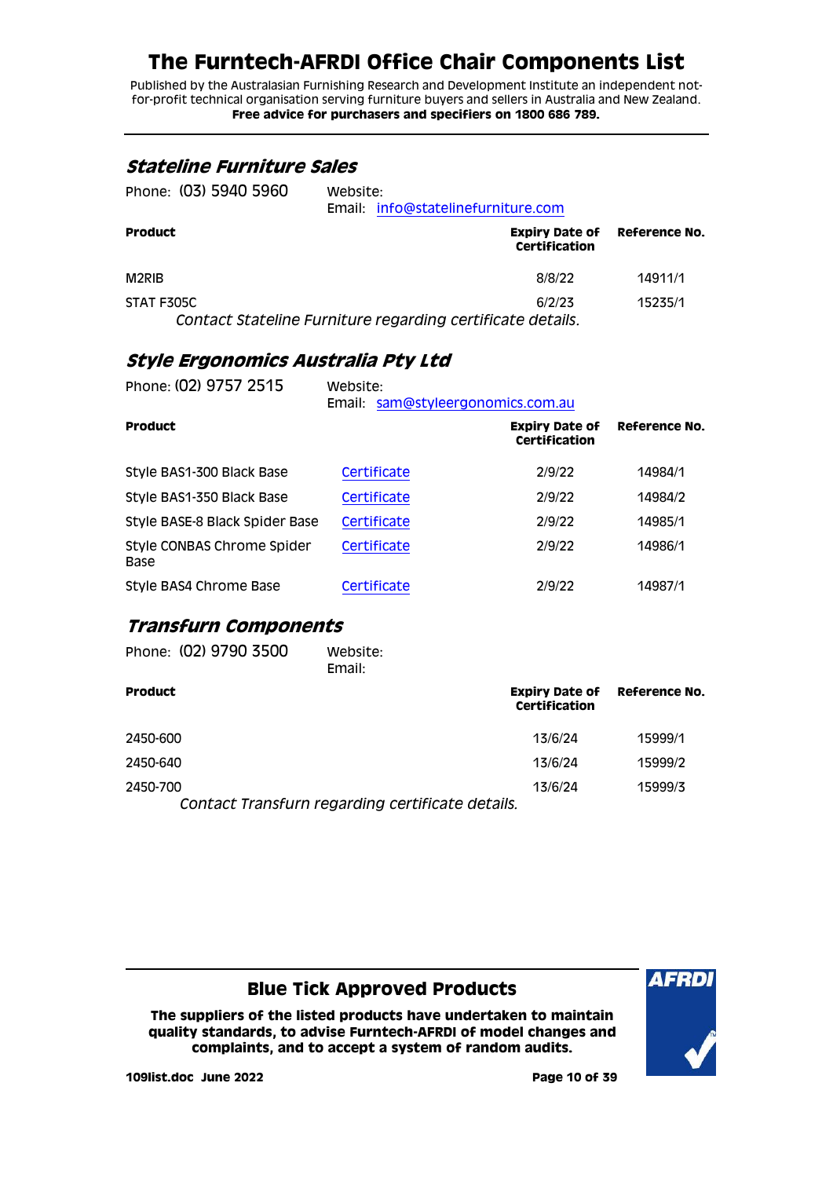# The Furntech-AFRDI Office Chair Components List

Published by the Australasian Furnishing Research and Development Institute an independent not-for-profit technical organisation serving furniture buyers and sellers in Australia and New Zealand.
**Free advice for purchasers and specifiers on 1800 686 789.**

## *Stateline Furniture Sales*

Phone: (03) 5940 5960 Website:
Email: info@statelinefurniture.com

| Product | | Expiry Date of Certification | Reference No. |
|---|---|---|---|
| M2RIB | | 8/8/22 | 14911/1 |
| STAT F305C | | 6/2/23 | 15235/1 |

*Contact Stateline Furniture regarding certificate details.*

## *Style Ergonomics Australia Pty Ltd*

Phone: (02) 9757 2515 Website:
Email: sam@styleergonomics.com.au

| Product | | Expiry Date of Certification | Reference No. |
|---|---|---|---|
| Style BAS1-300 Black Base | Certificate | 2/9/22 | 14984/1 |
| Style BAS1-350 Black Base | Certificate | 2/9/22 | 14984/2 |
| Style BASE-8 Black Spider Base | Certificate | 2/9/22 | 14985/1 |
| Style CONBAS Chrome Spider Base | Certificate | 2/9/22 | 14986/1 |
| Style BAS4 Chrome Base | Certificate | 2/9/22 | 14987/1 |

## *Transfurn Components*

Phone: (02) 9790 3500 Website:
Email:

| Product | | Expiry Date of Certification | Reference No. |
|---|---|---|---|
| 2450-600 | | 13/6/24 | 15999/1 |
| 2450-640 | | 13/6/24 | 15999/2 |
| 2450-700 | | 13/6/24 | 15999/3 |

*Contact Transfurn regarding certificate details.*

**Blue Tick Approved Products**

**The suppliers of the listed products have undertaken to maintain quality standards, to advise Furntech-AFRDI of model changes and complaints, and to accept a system of random audits.**

**109list.doc June 2022**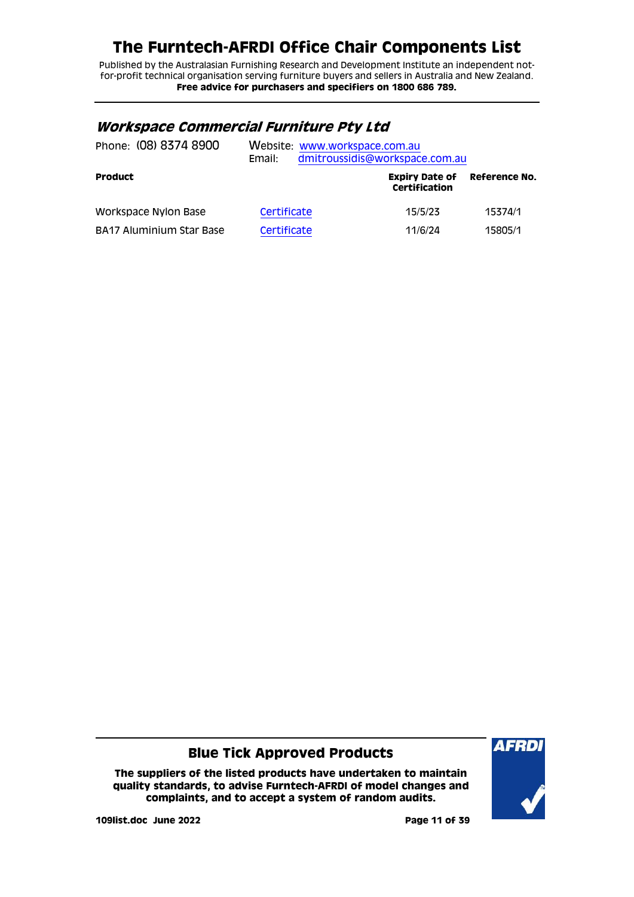# The Furntech-AFRDI Office Chair Components List

Published by the Australasian Furnishing Research and Development Institute an independent not-for-profit technical organisation serving furniture buyers and sellers in Australia and New Zealand.
**Free advice for purchasers and specifiers on 1800 686 789.**

## *Workspace Commercial Furniture Pty Ltd*

Phone: (08) 8374 8900

Website: www.workspace.com.au
Email: dmitroussidis@workspace.com.au

| Product | | Expiry Date of Certification | Reference No. |
|---|---|---|---|
| Workspace Nylon Base | Certificate | 15/5/23 | 15374/1 |
| BA17 Aluminium Star Base | Certificate | 11/6/24 | 15805/1 |

## Blue Tick Approved Products

**The suppliers of the listed products have undertaken to maintain quality standards, to advise Furntech-AFRDI of model changes and complaints, and to accept a system of random audits.**

**109list.doc June 2022**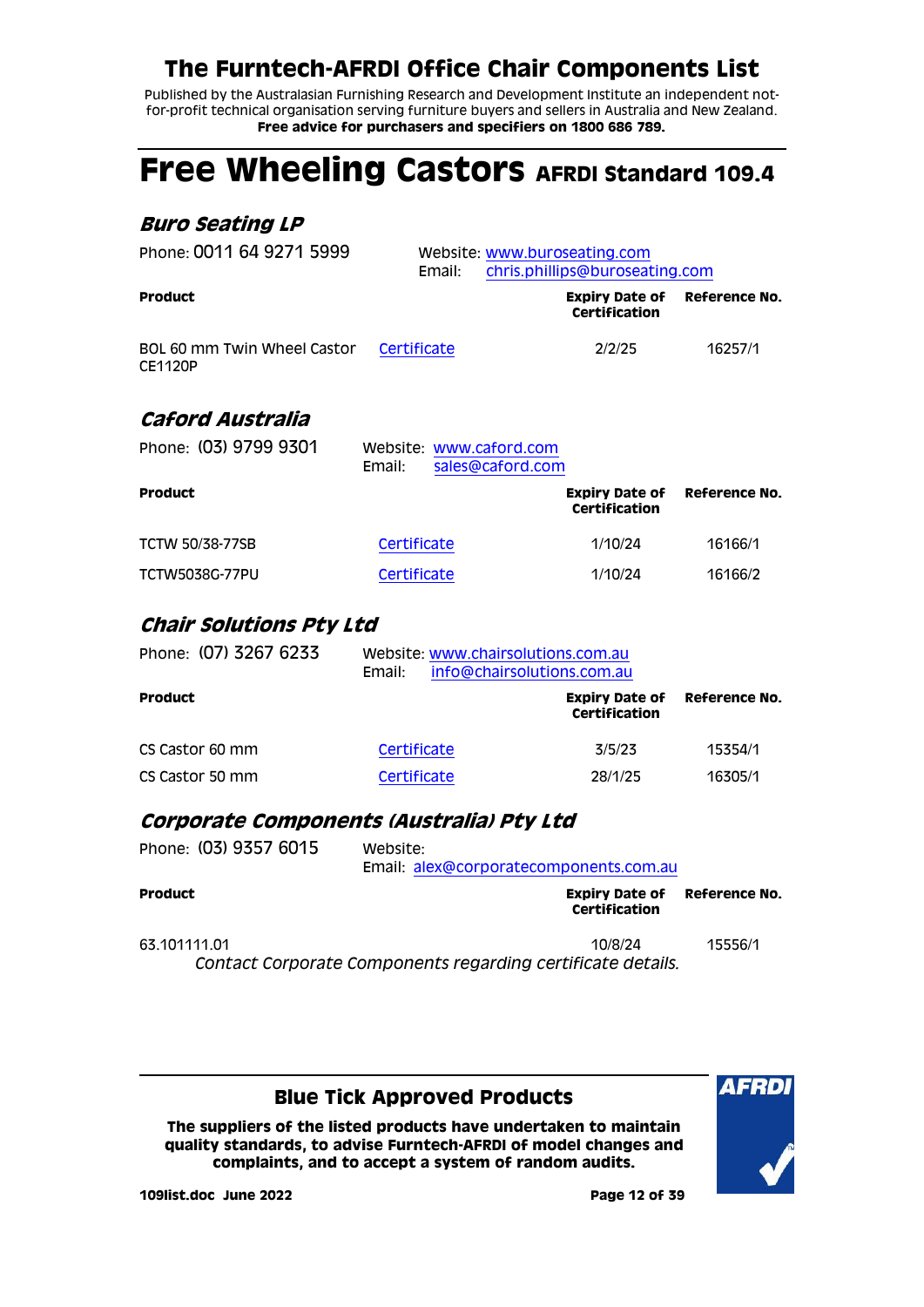# The Furntech-AFRDI Office Chair Components List

Published by the Australasian Furnishing Research and Development Institute an independent not-for-profit technical organisation serving furniture buyers and sellers in Australia and New Zealand.
**Free advice for purchasers and specifiers on 1800 686 789.**

## Free Wheeling Castors AFRDI Standard 109.4

### *Buro Seating LP*

Phone: 0011 64 9271 5999

Website: www.buroseating.com
Email: chris.phillips@buroseating.com

| Product | | Expiry Date of Certification | Reference No. |
|---|---|---|---|
| BOL 60 mm Twin Wheel Castor CE1120P | Certificate | 2/2/25 | 16257/1 |

### *Caford Australia*

Phone: (03) 9799 9301

Website: www.caford.com
Email: sales@caford.com

| Product | | Expiry Date of Certification | Reference No. |
|---|---|---|---|
| TCTW 50/38-77SB | Certificate | 1/10/24 | 16166/1 |
| TCTW5038G-77PU | Certificate | 1/10/24 | 16166/2 |

### *Chair Solutions Pty Ltd*

Phone: (07) 3267 6233

Website: www.chairsolutions.com.au
Email: info@chairsolutions.com.au

| Product | | Expiry Date of Certification | Reference No. |
|---|---|---|---|
| CS Castor 60 mm | Certificate | 3/5/23 | 15354/1 |
| CS Castor 50 mm | Certificate | 28/1/25 | 16305/1 |

### *Corporate Components (Australia) Pty Ltd*

Phone: (03) 9357 6015

Website:
Email: alex@corporatecomponents.com.au

| Product | | Expiry Date of Certification | Reference No. |
|---|---|---|---|
| 63.101111.01 | | 10/8/24 | 15556/1 |

*Contact Corporate Components regarding certificate details.*

### Blue Tick Approved Products

**The suppliers of the listed products have undertaken to maintain quality standards, to advise Furntech-AFRDI of model changes and complaints, and to accept a system of random audits.**

**109list.doc June 2022**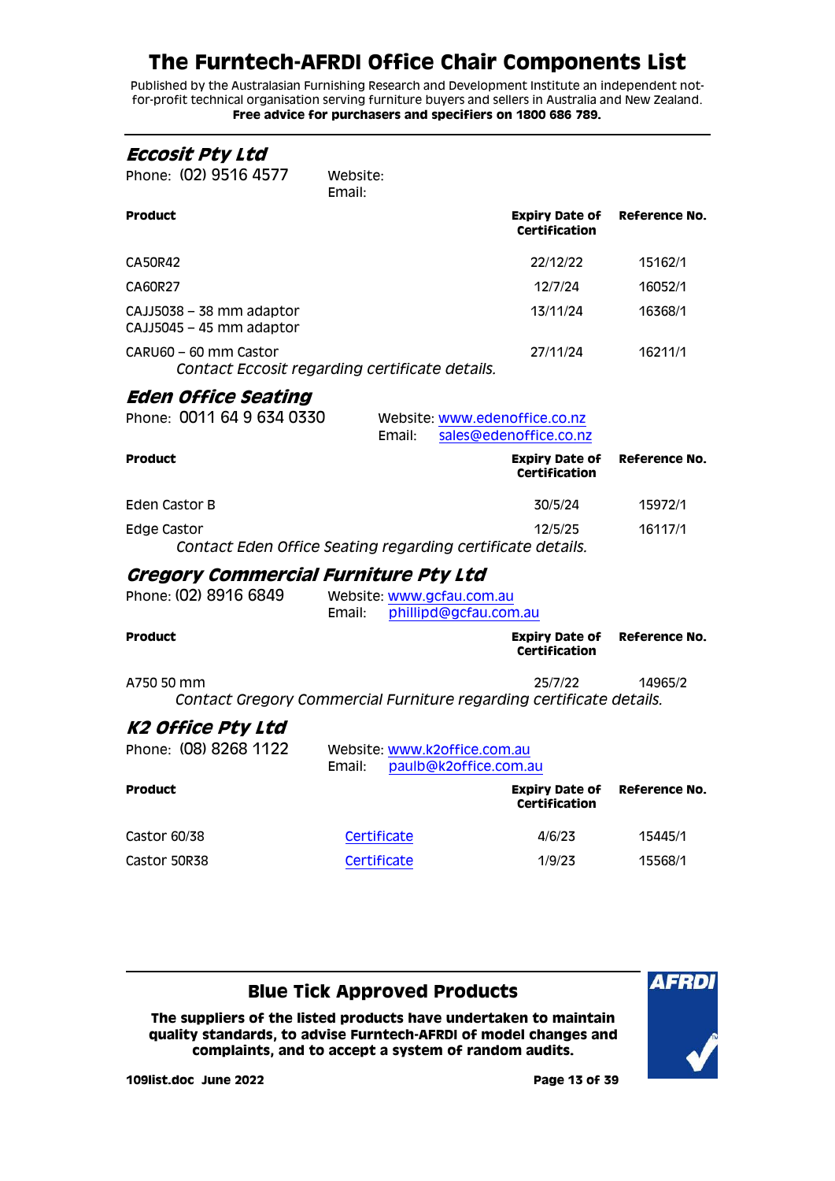# The Furntech-AFRDI Office Chair Components List

Published by the Australasian Furnishing Research and Development Institute an independent not-for-profit technical organisation serving furniture buyers and sellers in Australia and New Zealand.
**Free advice for purchasers and specifiers on 1800 686 789.**

## *Eccosit Pty Ltd*

Phone: (02) 9516 4577 Website:
Email:

| Product | | Expiry Date of Certification | Reference No. |
|---|---|---|---|
| CA50R42 | | 22/12/22 | 15162/1 |
| CA60R27 | | 12/7/24 | 16052/1 |
| CAJJ5038 – 38 mm adaptor<br>CAJJ5045 – 45 mm adaptor | | 13/11/24 | 16368/1 |
| CARU60 – 60 mm Castor | | 27/11/24 | 16211/1 |

*Contact Eccosit regarding certificate details.*

## *Eden Office Seating*

Phone: 0011 64 9 634 0330 Website: www.edenoffice.co.nz
Email: sales@edenoffice.co.nz

| Product | | Expiry Date of Certification | Reference No. |
|---|---|---|---|
| Eden Castor B | | 30/5/24 | 15972/1 |
| Edge Castor | | 12/5/25 | 16117/1 |

*Contact Eden Office Seating regarding certificate details.*

## *Gregory Commercial Furniture Pty Ltd*

Phone: (02) 8916 6849 Website: www.gcfau.com.au
Email: phillipd@gcfau.com.au

| Product | | Expiry Date of Certification | Reference No. |
|---|---|---|---|
| A750 50 mm | | 25/7/22 | 14965/2 |

*Contact Gregory Commercial Furniture regarding certificate details.*

## *K2 Office Pty Ltd*

Phone: (08) 8268 1122 Website: www.k2office.com.au
Email: paulb@k2office.com.au

| Product | | Expiry Date of Certification | Reference No. |
|---|---|---|---|
| Castor 60/38 | Certificate | 4/6/23 | 15445/1 |
| Castor 50R38 | Certificate | 1/9/23 | 15568/1 |

**Blue Tick Approved Products**

**The suppliers of the listed products have undertaken to maintain quality standards, to advise Furntech-AFRDI of model changes and complaints, and to accept a system of random audits.**

**109list.doc June 2022**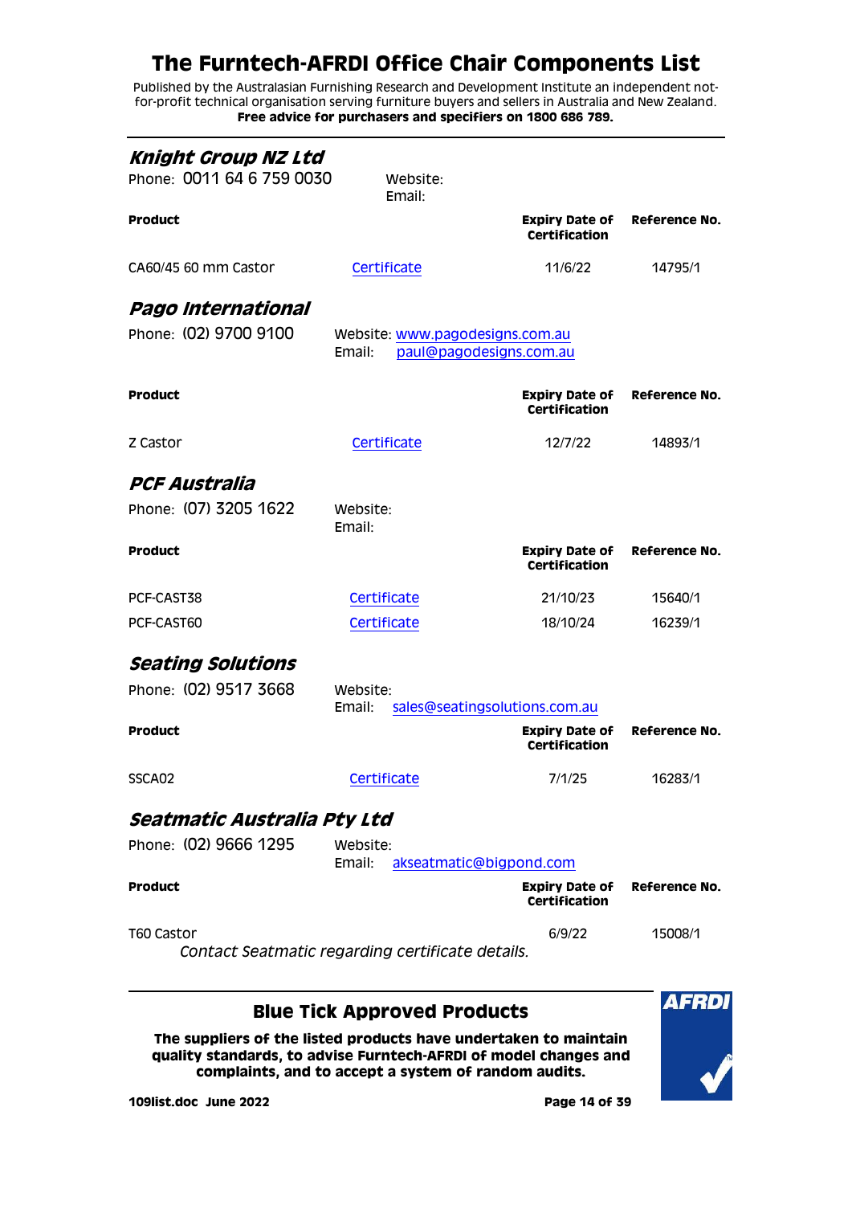# The Furntech-AFRDI Office Chair Components List

Published by the Australasian Furnishing Research and Development Institute an independent not-for-profit technical organisation serving furniture buyers and sellers in Australia and New Zealand.
**Free advice for purchasers and specifiers on 1800 686 789.**

## *Knight Group NZ Ltd*

Phone: 0011 64 6 759 0030    Website:
Email:

| Product | | Expiry Date of Certification | Reference No. |
|---|---|---|---|
| CA60/45 60 mm Castor | Certificate | 11/6/22 | 14795/1 |

## *Pago International*

Phone: (02) 9700 9100    Website: www.pagodesigns.com.au
Email: paul@pagodesigns.com.au

| Product | | Expiry Date of Certification | Reference No. |
|---|---|---|---|
| Z Castor | Certificate | 12/7/22 | 14893/1 |

## *PCF Australia*

Phone: (07) 3205 1622    Website:
Email:

| Product | | Expiry Date of Certification | Reference No. |
|---|---|---|---|
| PCF-CAST38 | Certificate | 21/10/23 | 15640/1 |
| PCF-CAST60 | Certificate | 18/10/24 | 16239/1 |

## *Seating Solutions*

Phone: (02) 9517 3668    Website:
Email: sales@seatingsolutions.com.au

| Product | | Expiry Date of Certification | Reference No. |
|---|---|---|---|
| SSCA02 | Certificate | 7/1/25 | 16283/1 |

## *Seatmatic Australia Pty Ltd*

Phone: (02) 9666 1295    Website:
Email: akseatmatic@bigpond.com

| Product | | Expiry Date of Certification | Reference No. |
|---|---|---|---|
| T60 Castor | | 6/9/22 | 15008/1 |

*Contact Seatmatic regarding certificate details.*

---

### Blue Tick Approved Products

**The suppliers of the listed products have undertaken to maintain quality standards, to advise Furntech-AFRDI of model changes and complaints, and to accept a system of random audits.**

**109list.doc June 2022**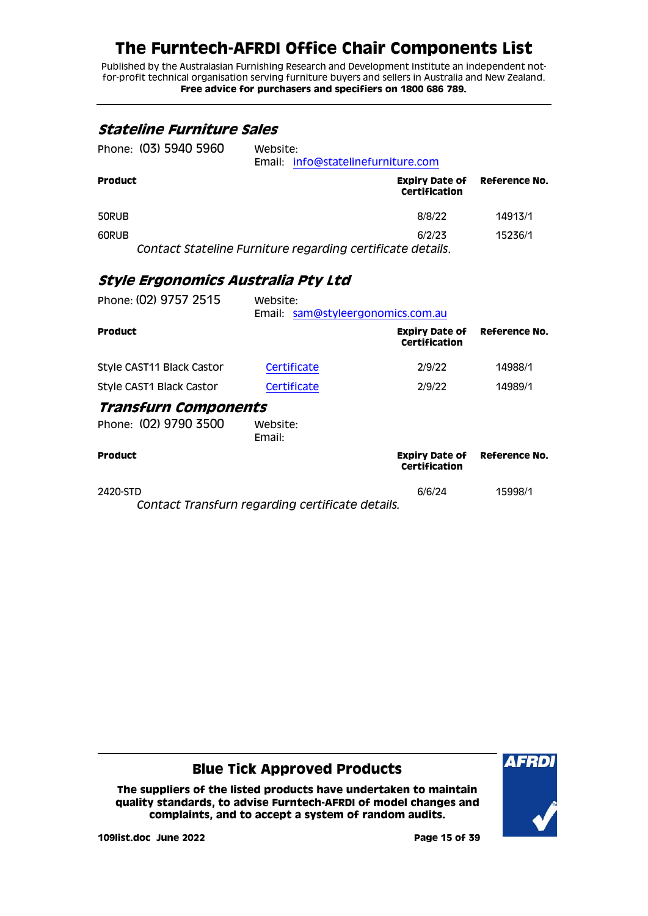## *Stateline Furniture Sales*

Phone: (03) 5940 5960 Website:
Email: info@statelinefurniture.com

| Product | | Expiry Date of Certification | Reference No. |
|---|---|---|---|
| 50RUB | | 8/8/22 | 14913/1 |
| 60RUB | | 6/2/23 | 15236/1 |

*Contact Stateline Furniture regarding certificate details.*

## *Style Ergonomics Australia Pty Ltd*

Phone: (02) 9757 2515 Website:
Email: sam@styleergonomics.com.au

| Product | | Expiry Date of Certification | Reference No. |
|---|---|---|---|
| Style CAST11 Black Castor | Certificate | 2/9/22 | 14988/1 |
| Style CAST1 Black Castor | Certificate | 2/9/22 | 14989/1 |

## *Transfurn Components*

Phone: (02) 9790 3500 Website:
Email:

| Product | | Expiry Date of Certification | Reference No. |
|---|---|---|---|
| 2420-STD | | 6/6/24 | 15998/1 |

*Contact Transfurn regarding certificate details.*

**Blue Tick Approved Products**

**The suppliers of the listed products have undertaken to maintain quality standards, to advise Furntech-AFRDI of model changes and complaints, and to accept a system of random audits.**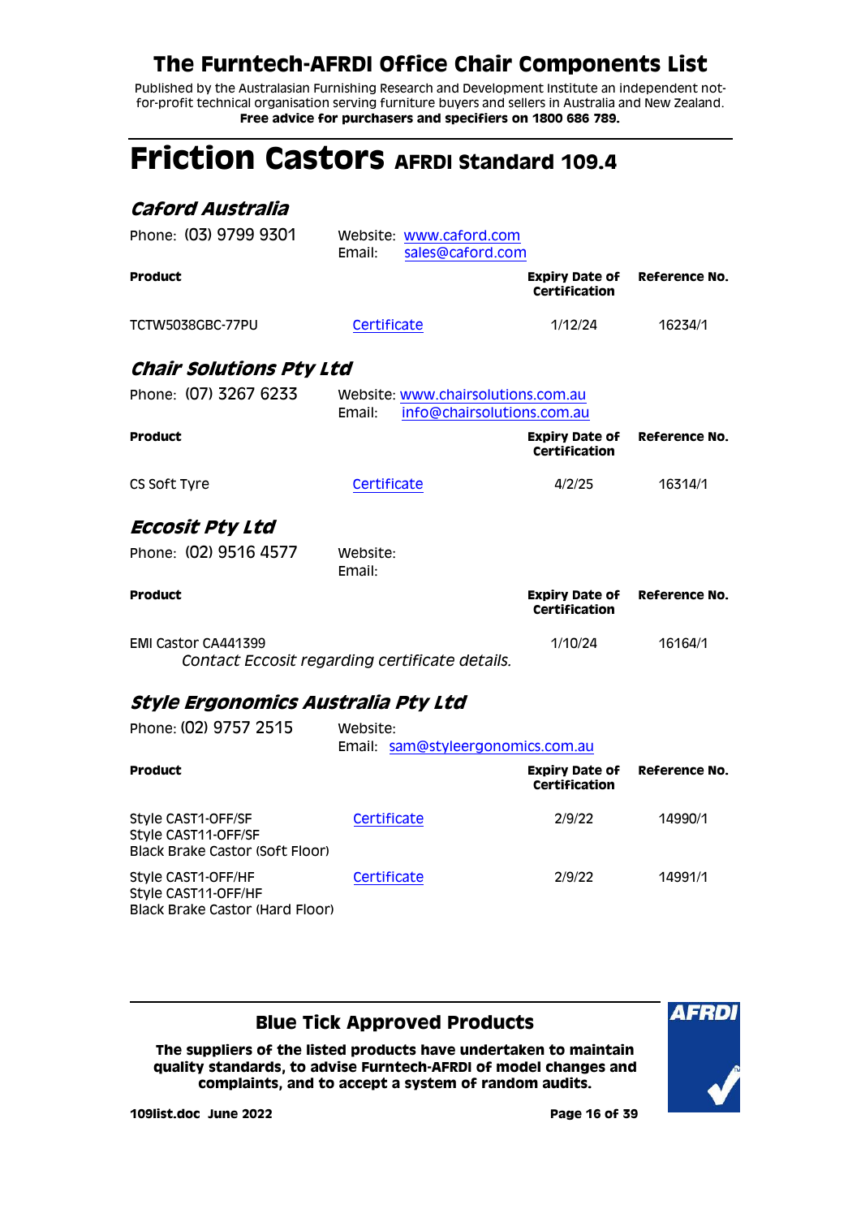# The Furntech-AFRDI Office Chair Components List

Published by the Australasian Furnishing Research and Development Institute an independent not-for-profit technical organisation serving furniture buyers and sellers in Australia and New Zealand.
**Free advice for purchasers and specifiers on 1800 686 789.**

# Friction Castors AFRDI Standard 109.4

## *Caford Australia*

Phone: (03) 9799 9301 | Website: www.caford.com | Email: sales@caford.com

| Product | | Expiry Date of Certification | Reference No. |
|---|---|---|---|
| TCTW5038GBC-77PU | Certificate | 1/12/24 | 16234/1 |

## *Chair Solutions Pty Ltd*

Phone: (07) 3267 6233 | Website: www.chairsolutions.com.au | Email: info@chairsolutions.com.au

| Product | | Expiry Date of Certification | Reference No. |
|---|---|---|---|
| CS Soft Tyre | Certificate | 4/2/25 | 16314/1 |

## *Eccosit Pty Ltd*

Phone: (02) 9516 4577 | Website: | Email:

| Product | | Expiry Date of Certification | Reference No. |
|---|---|---|---|
| EMI Castor CA441399 *Contact Eccosit regarding certificate details.* | | 1/10/24 | 16164/1 |

## *Style Ergonomics Australia Pty Ltd*

Phone: (02) 9757 2515 | Website: | Email: sam@styleergonomics.com.au

| Product | | Expiry Date of Certification | Reference No. |
|---|---|---|---|
| Style CAST1-OFF/SF<br>Style CAST11-OFF/SF<br>Black Brake Castor (Soft Floor) | Certificate | 2/9/22 | 14990/1 |
| Style CAST1-OFF/HF<br>Style CAST11-OFF/HF<br>Black Brake Castor (Hard Floor) | Certificate | 2/9/22 | 14991/1 |

### Blue Tick Approved Products

**The suppliers of the listed products have undertaken to maintain quality standards, to advise Furntech-AFRDI of model changes and complaints, and to accept a system of random audits.**

**109list.doc June 2022**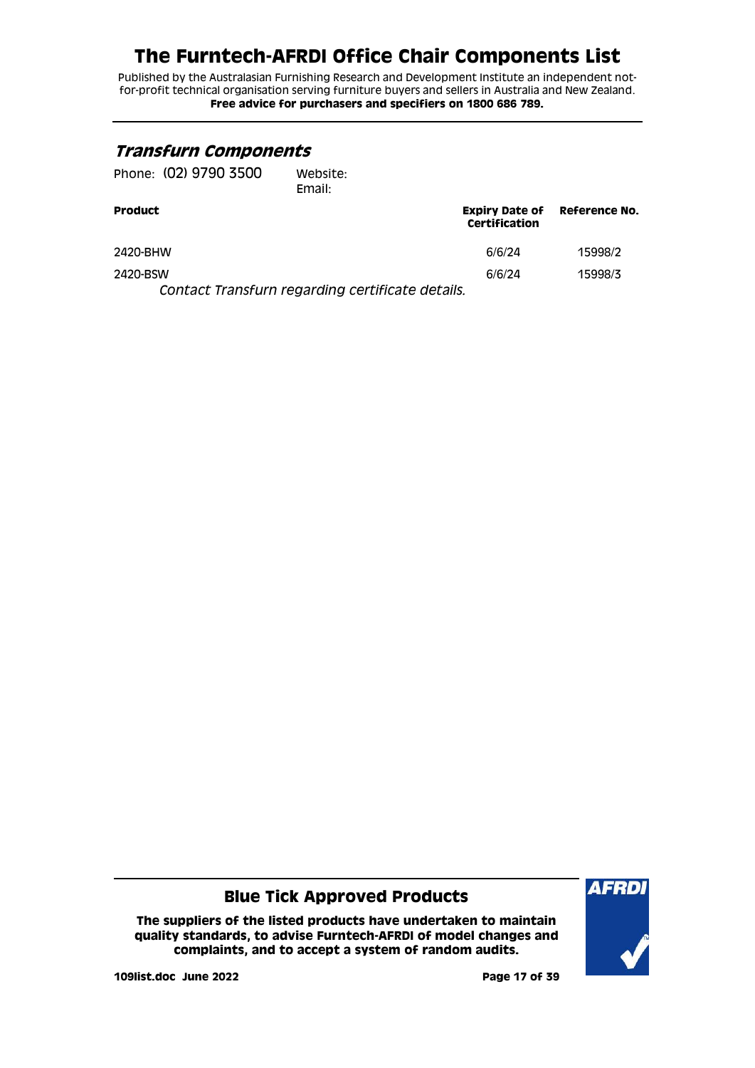# The Furntech-AFRDI Office Chair Components List

Published by the Australasian Furnishing Research and Development Institute an independent not-for-profit technical organisation serving furniture buyers and sellers in Australia and New Zealand.
**Free advice for purchasers and specifiers on 1800 686 789.**

## *Transfurn Components*

Phone: (02) 9790 3500 Website:
Email:

| Product | Expiry Date of Certification | Reference No. |
|---|---|---|
| 2420-BHW | 6/6/24 | 15998/2 |
| 2420-BSW | 6/6/24 | 15998/3 |

*Contact Transfurn regarding certificate details.*

## Blue Tick Approved Products

**The suppliers of the listed products have undertaken to maintain quality standards, to advise Furntech-AFRDI of model changes and complaints, and to accept a system of random audits.**

**109list.doc June 2022**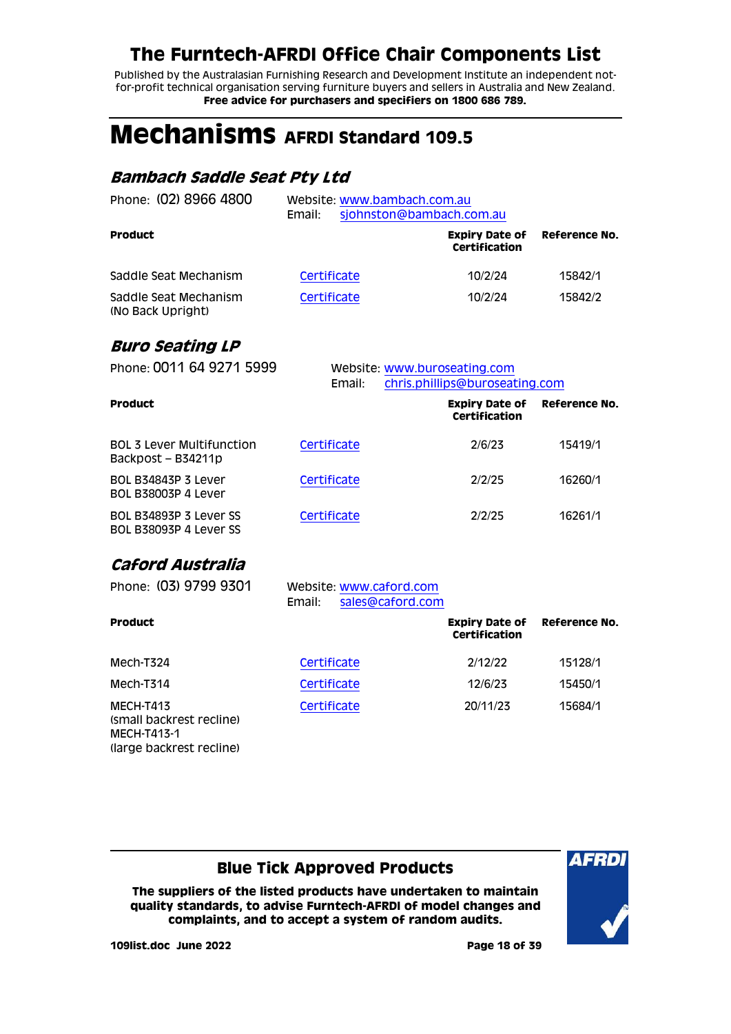# The Furntech-AFRDI Office Chair Components List

Published by the Australasian Furnishing Research and Development Institute an independent not-for-profit technical organisation serving furniture buyers and sellers in Australia and New Zealand.
**Free advice for purchasers and specifiers on 1800 686 789.**

# Mechanisms AFRDI Standard 109.5

## *Bambach Saddle Seat Pty Ltd*

Phone: (02) 8966 4800
Website: www.bambach.com.au
Email: sjohnston@bambach.com.au

| Product | | Expiry Date of Certification | Reference No. |
|---|---|---|---|
| Saddle Seat Mechanism | Certificate | 10/2/24 | 15842/1 |
| Saddle Seat Mechanism (No Back Upright) | Certificate | 10/2/24 | 15842/2 |

## *Buro Seating LP*

Phone: 0011 64 9271 5999
Website: www.buroseating.com
Email: chris.phillips@buroseating.com

| Product | | Expiry Date of Certification | Reference No. |
|---|---|---|---|
| BOL 3 Lever Multifunction Backpost – B34211p | Certificate | 2/6/23 | 15419/1 |
| BOL B34843P 3 Lever BOL B38003P 4 Lever | Certificate | 2/2/25 | 16260/1 |
| BOL B34893P 3 Lever SS BOL B38093P 4 Lever SS | Certificate | 2/2/25 | 16261/1 |

## *Caford Australia*

Phone: (03) 9799 9301
Website: www.caford.com
Email: sales@caford.com

| Product | | Expiry Date of Certification | Reference No. |
|---|---|---|---|
| Mech-T324 | Certificate | 2/12/22 | 15128/1 |
| Mech-T314 | Certificate | 12/6/23 | 15450/1 |
| MECH-T413 (small backrest recline) MECH-T413-1 (large backrest recline) | Certificate | 20/11/23 | 15684/1 |

### Blue Tick Approved Products

**The suppliers of the listed products have undertaken to maintain quality standards, to advise Furntech-AFRDI of model changes and complaints, and to accept a system of random audits.**

**109list.doc June 2022**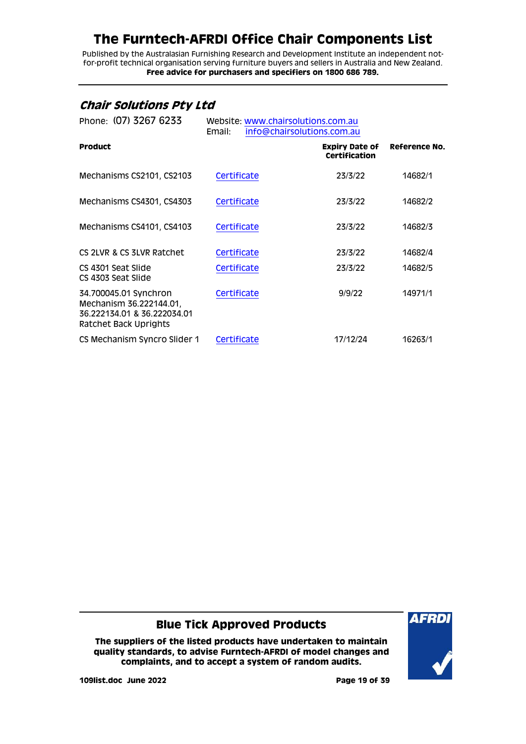# The Furntech-AFRDI Office Chair Components List

Published by the Australasian Furnishing Research and Development Institute an independent not-for-profit technical organisation serving furniture buyers and sellers in Australia and New Zealand.
**Free advice for purchasers and specifiers on 1800 686 789.**

---

## *Chair Solutions Pty Ltd*

Phone: (07) 3267 6233

Website: www.chairsolutions.com.au
Email: info@chairsolutions.com.au

| Product | | Expiry Date of Certification | Reference No. |
|---|---|---|---|
| Mechanisms CS2101, CS2103 | Certificate | 23/3/22 | 14682/1 |
| Mechanisms CS4301, CS4303 | Certificate | 23/3/22 | 14682/2 |
| Mechanisms CS4101, CS4103 | Certificate | 23/3/22 | 14682/3 |
| CS 2LVR & CS 3LVR Ratchet | Certificate | 23/3/22 | 14682/4 |
| CS 4301 Seat Slide<br>CS 4303 Seat Slide | Certificate | 23/3/22 | 14682/5 |
| 34.700045.01 Synchron Mechanism 36.222144.01, 36.222134.01 & 36.222034.01 Ratchet Back Uprights | Certificate | 9/9/22 | 14971/1 |
| CS Mechanism Syncro Slider 1 | Certificate | 17/12/24 | 16263/1 |

---

### Blue Tick Approved Products

**The suppliers of the listed products have undertaken to maintain quality standards, to advise Furntech-AFRDI of model changes and complaints, and to accept a system of random audits.**

**109list.doc June 2022**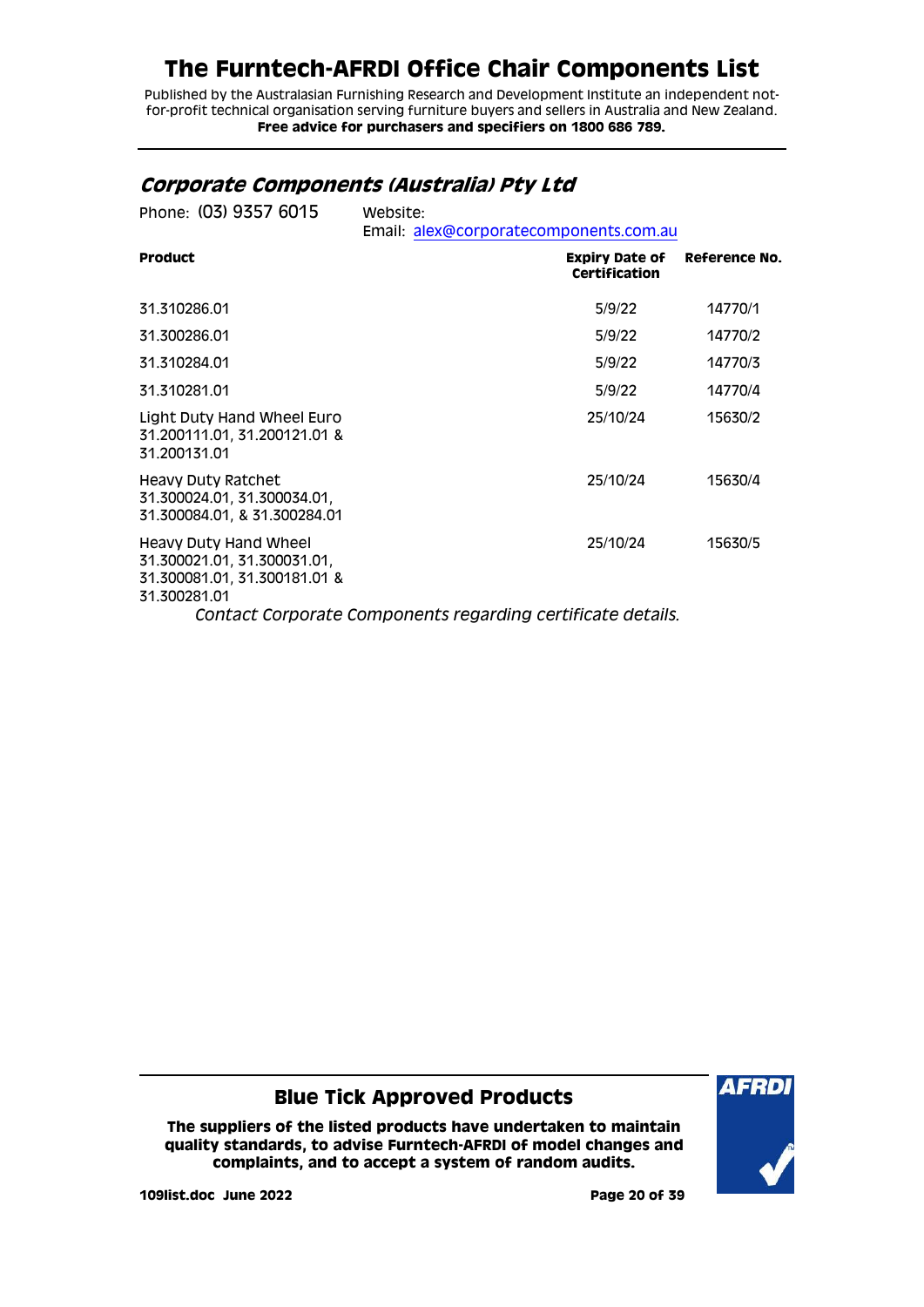# The Furntech-AFRDI Office Chair Components List

Published by the Australasian Furnishing Research and Development Institute an independent not-for-profit technical organisation serving furniture buyers and sellers in Australia and New Zealand.
**Free advice for purchasers and specifiers on 1800 686 789.**

## *Corporate Components (Australia) Pty Ltd*

Phone: (03) 9357 6015
Website:
Email: alex@corporatecomponents.com.au

| Product | Expiry Date of Certification | Reference No. |
|---|---|---|
| 31.310286.01 | 5/9/22 | 14770/1 |
| 31.300286.01 | 5/9/22 | 14770/2 |
| 31.310284.01 | 5/9/22 | 14770/3 |
| 31.310281.01 | 5/9/22 | 14770/4 |
| Light Duty Hand Wheel Euro 31.200111.01, 31.200121.01 & 31.200131.01 | 25/10/24 | 15630/2 |
| Heavy Duty Ratchet 31.300024.01, 31.300034.01, 31.300084.01, & 31.300284.01 | 25/10/24 | 15630/4 |
| Heavy Duty Hand Wheel 31.300021.01, 31.300031.01, 31.300081.01, 31.300181.01 & 31.300281.01 | 25/10/24 | 15630/5 |

*Contact Corporate Components regarding certificate details.*

### Blue Tick Approved Products

**The suppliers of the listed products have undertaken to maintain quality standards, to advise Furntech-AFRDI of model changes and complaints, and to accept a system of random audits.**

**109list.doc June 2022**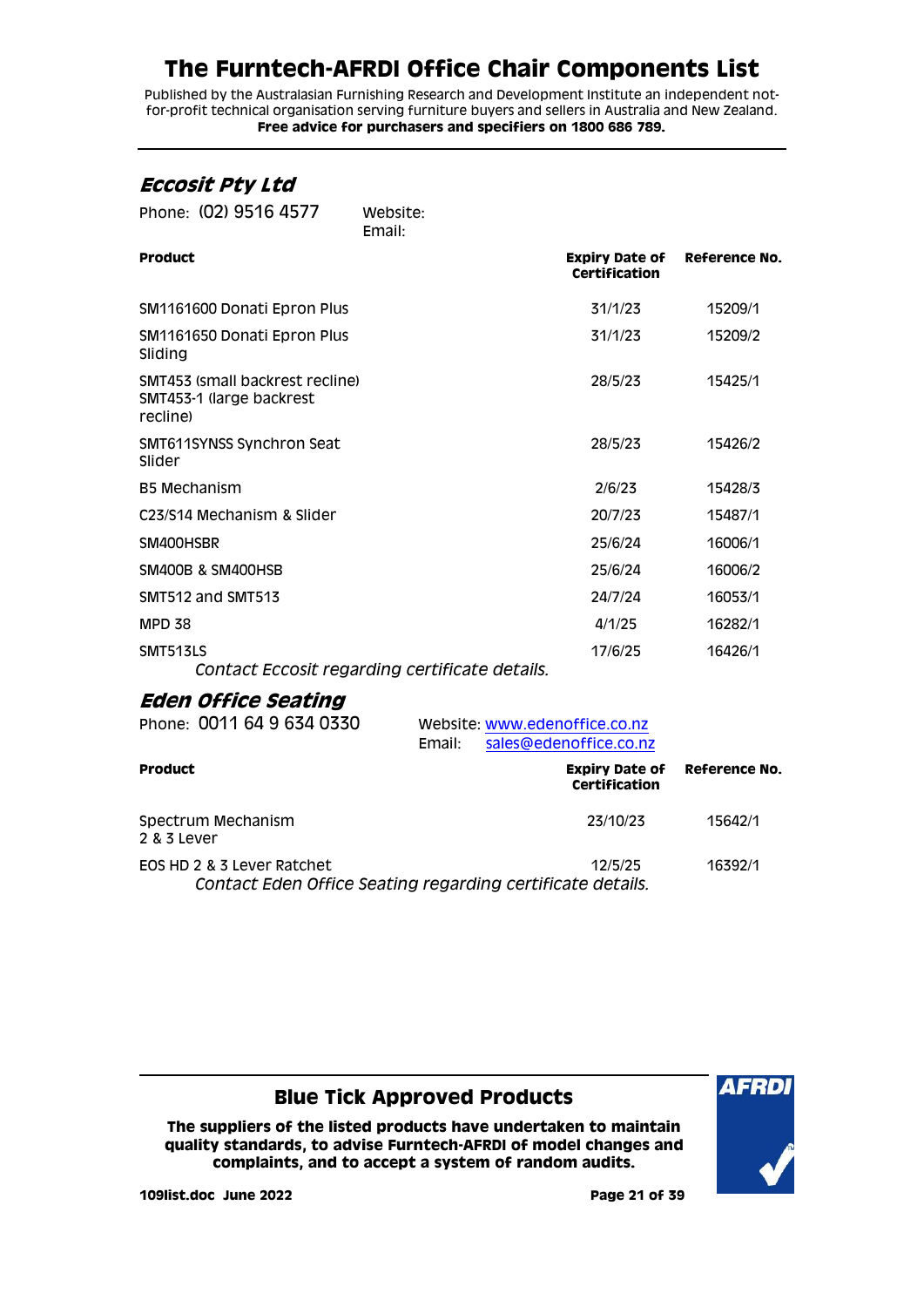## Eccosit Pty Ltd

Phone: (02) 9516 4577

Website:
Email:

| Product | Expiry Date of Certification | Reference No. |
|---|---|---|
| SM1161600 Donati Epron Plus | 31/1/23 | 15209/1 |
| SM1161650 Donati Epron Plus Sliding | 31/1/23 | 15209/2 |
| SMT453 (small backrest recline) SMT453-1 (large backrest recline) | 28/5/23 | 15425/1 |
| SMT611SYNSS Synchron Seat Slider | 28/5/23 | 15426/2 |
| B5 Mechanism | 2/6/23 | 15428/3 |
| C23/S14 Mechanism & Slider | 20/7/23 | 15487/1 |
| SM400HSBR | 25/6/24 | 16006/1 |
| SM400B & SM400HSB | 25/6/24 | 16006/2 |
| SMT512 and SMT513 | 24/7/24 | 16053/1 |
| MPD 38 | 4/1/25 | 16282/1 |
| SMT513LS | 17/6/25 | 16426/1 |

*Contact Eccosit regarding certificate details.*

## Eden Office Seating

Phone: 0011 64 9 634 0330

Website: www.edenoffice.co.nz
Email: sales@edenoffice.co.nz

| Product | Expiry Date of Certification | Reference No. |
|---|---|---|
| Spectrum Mechanism 2 & 3 Lever | 23/10/23 | 15642/1 |
| EOS HD 2 & 3 Lever Ratchet | 12/5/25 | 16392/1 |

*Contact Eden Office Seating regarding certificate details.*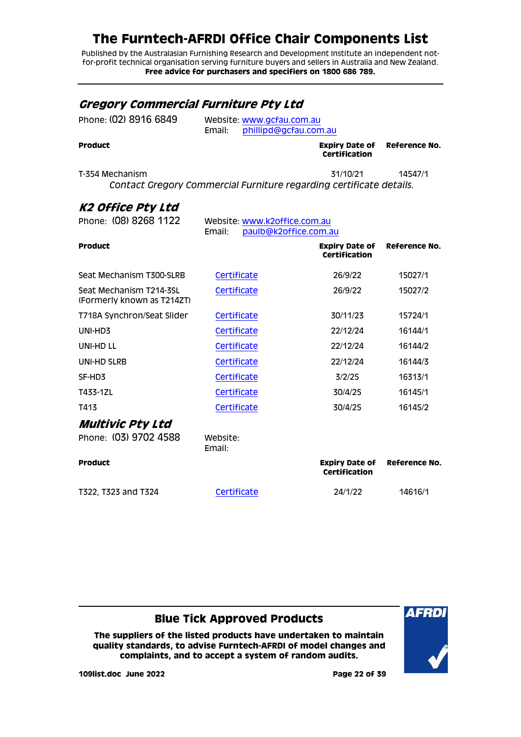# The Furntech-AFRDI Office Chair Components List

Published by the Australasian Furnishing Research and Development Institute an independent not-for-profit technical organisation serving furniture buyers and sellers in Australia and New Zealand.
**Free advice for purchasers and specifiers on 1800 686 789.**

## *Gregory Commercial Furniture Pty Ltd*

Phone: (02) 8916 6849
Website: www.gcfau.com.au
Email: phillipd@gcfau.com.au

| Product | | Expiry Date of Certification | Reference No. |
|---|---|---|---|
| T-354 Mechanism | | 31/10/21 | 14547/1 |

*Contact Gregory Commercial Furniture regarding certificate details.*

## *K2 Office Pty Ltd*

Phone: (08) 8268 1122
Website: www.k2office.com.au
Email: paulb@k2office.com.au

| Product | | Expiry Date of Certification | Reference No. |
|---|---|---|---|
| Seat Mechanism T300-SLRB | Certificate | 26/9/22 | 15027/1 |
| Seat Mechanism T214-3SL (Formerly known as T214ZT) | Certificate | 26/9/22 | 15027/2 |
| T718A Synchron/Seat Slider | Certificate | 30/11/23 | 15724/1 |
| UNI-HD3 | Certificate | 22/12/24 | 16144/1 |
| UNI-HD LL | Certificate | 22/12/24 | 16144/2 |
| UNI-HD SLRB | Certificate | 22/12/24 | 16144/3 |
| SF-HD3 | Certificate | 3/2/25 | 16313/1 |
| T433-1ZL | Certificate | 30/4/25 | 16145/1 |
| T413 | Certificate | 30/4/25 | 16145/2 |

## *Multivic Pty Ltd*

Phone: (03) 9702 4588
Website:
Email:

| Product | | Expiry Date of Certification | Reference No. |
|---|---|---|---|
| T322, T323 and T324 | Certificate | 24/1/22 | 14616/1 |

## Blue Tick Approved Products

**The suppliers of the listed products have undertaken to maintain quality standards, to advise Furntech-AFRDI of model changes and complaints, and to accept a system of random audits.**

**109list.doc June 2022**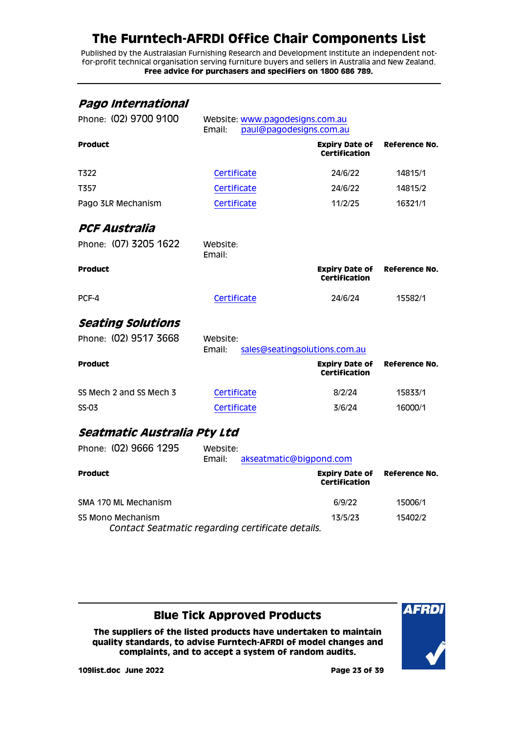# The Furntech-AFRDI Office Chair Components List

Published by the Australasian Furnishing Research and Development Institute an independent not-for-profit technical organisation serving furniture buyers and sellers in Australia and New Zealand.
**Free advice for purchasers and specifiers on 1800 686 789.**

## Pago International

Phone: (02) 9700 9100
Website: www.pagodesigns.com.au
Email: paul@pagodesigns.com.au

| Product | | Expiry Date of Certification | Reference No. |
|---|---|---|---|
| T322 | Certificate | 24/6/22 | 14815/1 |
| T357 | Certificate | 24/6/22 | 14815/2 |
| Pago 3LR Mechanism | Certificate | 11/2/25 | 16321/1 |

## PCF Australia

Phone: (07) 3205 1622
Website:
Email:

| Product | | Expiry Date of Certification | Reference No. |
|---|---|---|---|
| PCF-4 | Certificate | 24/6/24 | 15582/1 |

## Seating Solutions

Phone: (02) 9517 3668
Website:
Email: sales@seatingsolutions.com.au

| Product | | Expiry Date of Certification | Reference No. |
|---|---|---|---|
| SS Mech 2 and SS Mech 3 | Certificate | 8/2/24 | 15833/1 |
| SS-03 | Certificate | 3/6/24 | 16000/1 |

## Seatmatic Australia Pty Ltd

Phone: (02) 9666 1295
Website:
Email: akseatmatic@bigpond.com

| Product | | Expiry Date of Certification | Reference No. |
|---|---|---|---|
| SMA 170 ML Mechanism | | 6/9/22 | 15006/1 |
| S5 Mono Mechanism | | 13/5/23 | 15402/2 |

*Contact Seatmatic regarding certificate details.*

**Blue Tick Approved Products**

**The suppliers of the listed products have undertaken to maintain quality standards, to advise Furntech-AFRDI of model changes and complaints, and to accept a system of random audits.**

**109list.doc June 2022**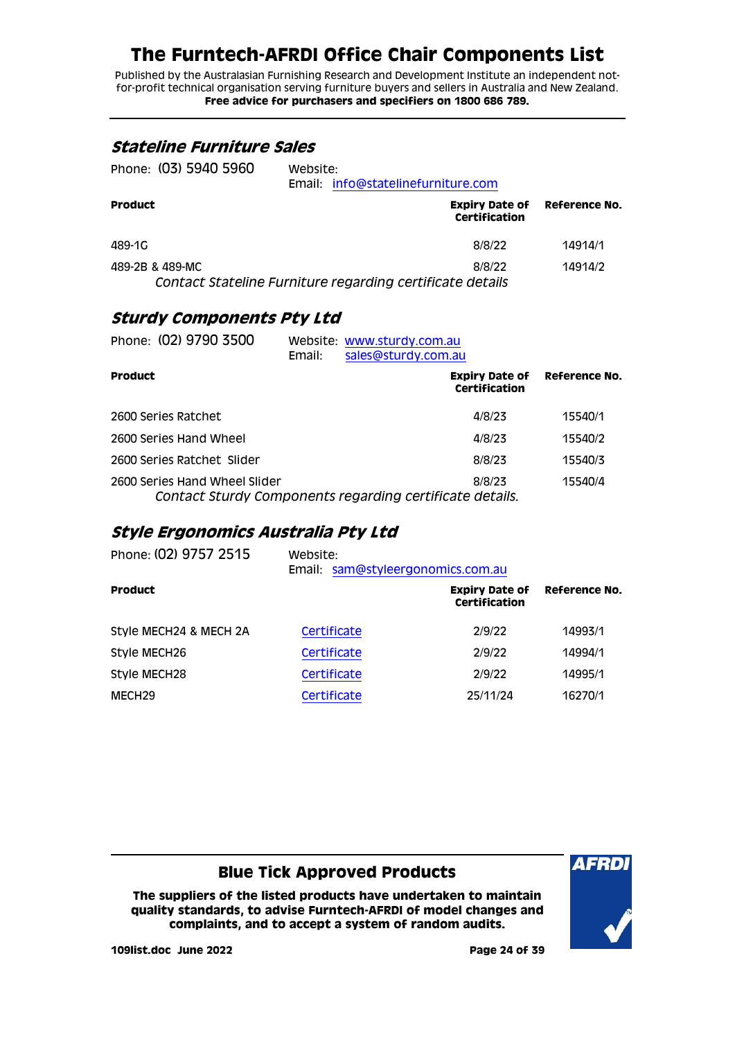# The Furntech-AFRDI Office Chair Components List

Published by the Australasian Furnishing Research and Development Institute an independent not-for-profit technical organisation serving furniture buyers and sellers in Australia and New Zealand.
**Free advice for purchasers and specifiers on 1800 686 789.**

## *Stateline Furniture Sales*

Phone: (03) 5940 5960
Website:
Email: info@statelinefurniture.com

| Product | Expiry Date of Certification | Reference No. |
|---|---|---|
| 489-1G | 8/8/22 | 14914/1 |
| 489-2B & 489-MC | 8/8/22 | 14914/2 |

*Contact Stateline Furniture regarding certificate details*

## *Sturdy Components Pty Ltd*

Phone: (02) 9790 3500
Website: www.sturdy.com.au
Email: sales@sturdy.com.au

| Product | Expiry Date of Certification | Reference No. |
|---|---|---|
| 2600 Series Ratchet | 4/8/23 | 15540/1 |
| 2600 Series Hand Wheel | 4/8/23 | 15540/2 |
| 2600 Series Ratchet Slider | 8/8/23 | 15540/3 |
| 2600 Series Hand Wheel Slider | 8/8/23 | 15540/4 |

*Contact Sturdy Components regarding certificate details.*

## *Style Ergonomics Australia Pty Ltd*

Phone: (02) 9757 2515
Website:
Email: sam@styleergonomics.com.au

| Product | | Expiry Date of Certification | Reference No. |
|---|---|---|---|
| Style MECH24 & MECH 2A | Certificate | 2/9/22 | 14993/1 |
| Style MECH26 | Certificate | 2/9/22 | 14994/1 |
| Style MECH28 | Certificate | 2/9/22 | 14995/1 |
| MECH29 | Certificate | 25/11/24 | 16270/1 |

## Blue Tick Approved Products

**The suppliers of the listed products have undertaken to maintain quality standards, to advise Furntech-AFRDI of model changes and complaints, and to accept a system of random audits.**

**109list.doc June 2022**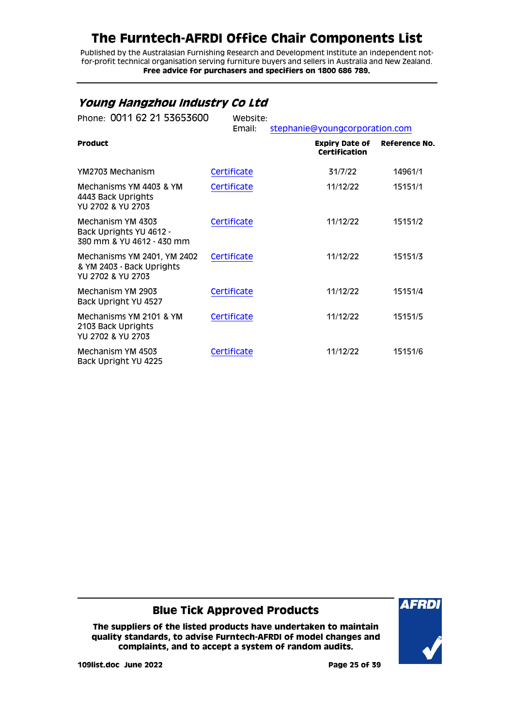# The Furntech-AFRDI Office Chair Components List

Published by the Australasian Furnishing Research and Development Institute an independent not-for-profit technical organisation serving furniture buyers and sellers in Australia and New Zealand.
**Free advice for purchasers and specifiers on 1800 686 789.**

## *Young Hangzhou Industry Co Ltd*

Phone: 0011 62 21 53653600 Website:
Email: stephanie@youngcorporation.com

| Product | | Expiry Date of Certification | Reference No. |
|---|---|---|---|
| YM2703 Mechanism | Certificate | 31/7/22 | 14961/1 |
| Mechanisms YM 4403 & YM 4443 Back Uprights YU 2702 & YU 2703 | Certificate | 11/12/22 | 15151/1 |
| Mechanism YM 4303 Back Uprights YU 4612 - 380 mm & YU 4612 - 430 mm | Certificate | 11/12/22 | 15151/2 |
| Mechanisms YM 2401, YM 2402 & YM 2403 - Back Uprights YU 2702 & YU 2703 | Certificate | 11/12/22 | 15151/3 |
| Mechanism YM 2903 Back Upright YU 4527 | Certificate | 11/12/22 | 15151/4 |
| Mechanisms YM 2101 & YM 2103 Back Uprights YU 2702 & YU 2703 | Certificate | 11/12/22 | 15151/5 |
| Mechanism YM 4503 Back Upright YU 4225 | Certificate | 11/12/22 | 15151/6 |

**Blue Tick Approved Products**

**The suppliers of the listed products have undertaken to maintain quality standards, to advise Furntech-AFRDI of model changes and complaints, and to accept a system of random audits.**

**109list.doc June 2022**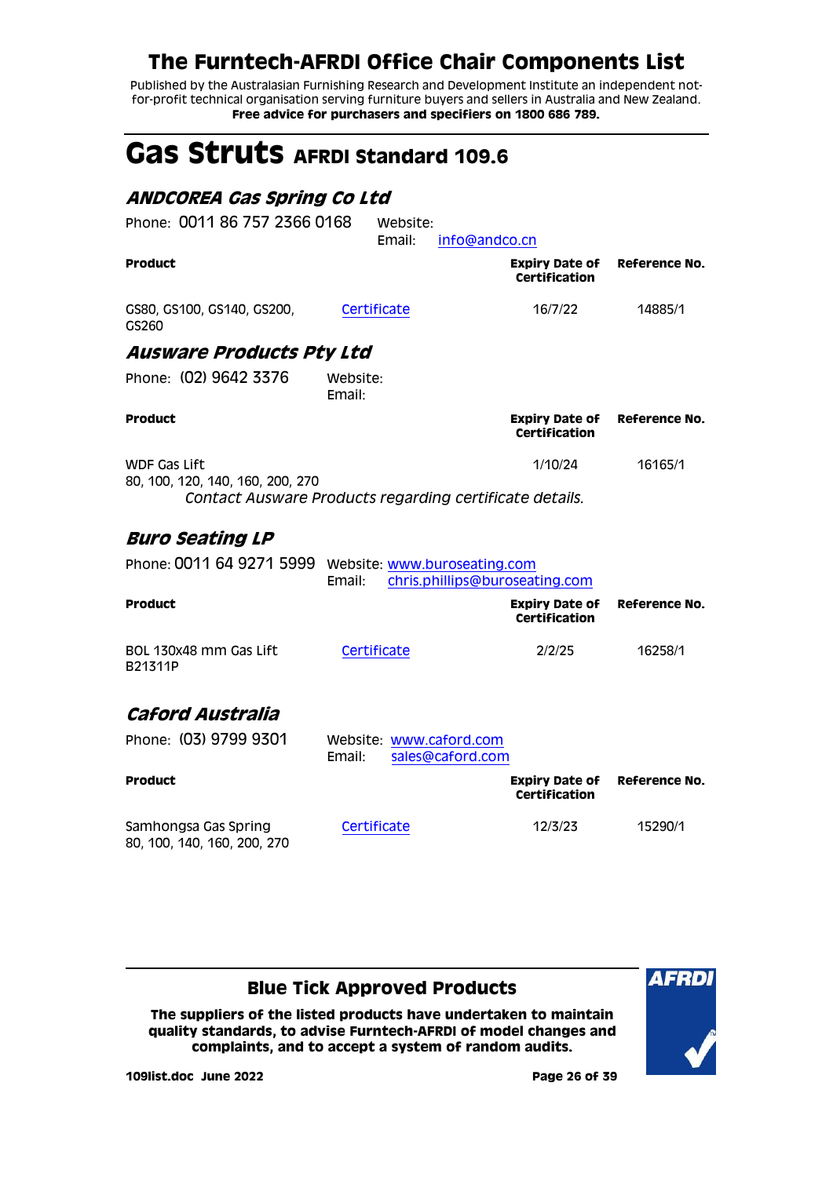# The Furntech-AFRDI Office Chair Components List

Published by the Australasian Furnishing Research and Development Institute an independent not-for-profit technical organisation serving furniture buyers and sellers in Australia and New Zealand.
**Free advice for purchasers and specifiers on 1800 686 789.**

## Gas Struts AFRDI Standard 109.6

### *ANDCOREA Gas Spring Co Ltd*

Phone: 0011 86 757 2366 0168 Website:
Email: info@andco.cn

| Product | | Expiry Date of Certification | Reference No. |
|---|---|---|---|
| GS80, GS100, GS140, GS200, GS260 | Certificate | 16/7/22 | 14885/1 |

### *Ausware Products Pty Ltd*

Phone: (02) 9642 3376 Website:
Email:

| Product | | Expiry Date of Certification | Reference No. |
|---|---|---|---|
| WDF Gas Lift<br>80, 100, 120, 140, 160, 200, 270 | | 1/10/24 | 16165/1 |

*Contact Ausware Products regarding certificate details.*

### *Buro Seating LP*

Phone: 0011 64 9271 5999 Website: www.buroseating.com
Email: chris.phillips@buroseating.com

| Product | | Expiry Date of Certification | Reference No. |
|---|---|---|---|
| BOL 130x48 mm Gas Lift B21311P | Certificate | 2/2/25 | 16258/1 |

### *Caford Australia*

Phone: (03) 9799 9301 Website: www.caford.com
Email: sales@caford.com

| Product | | Expiry Date of Certification | Reference No. |
|---|---|---|---|
| Samhongsa Gas Spring<br>80, 100, 140, 160, 200, 270 | Certificate | 12/3/23 | 15290/1 |

**Blue Tick Approved Products**

**The suppliers of the listed products have undertaken to maintain quality standards, to advise Furntech-AFRDI of model changes and complaints, and to accept a system of random audits.**

**109list.doc June 2022**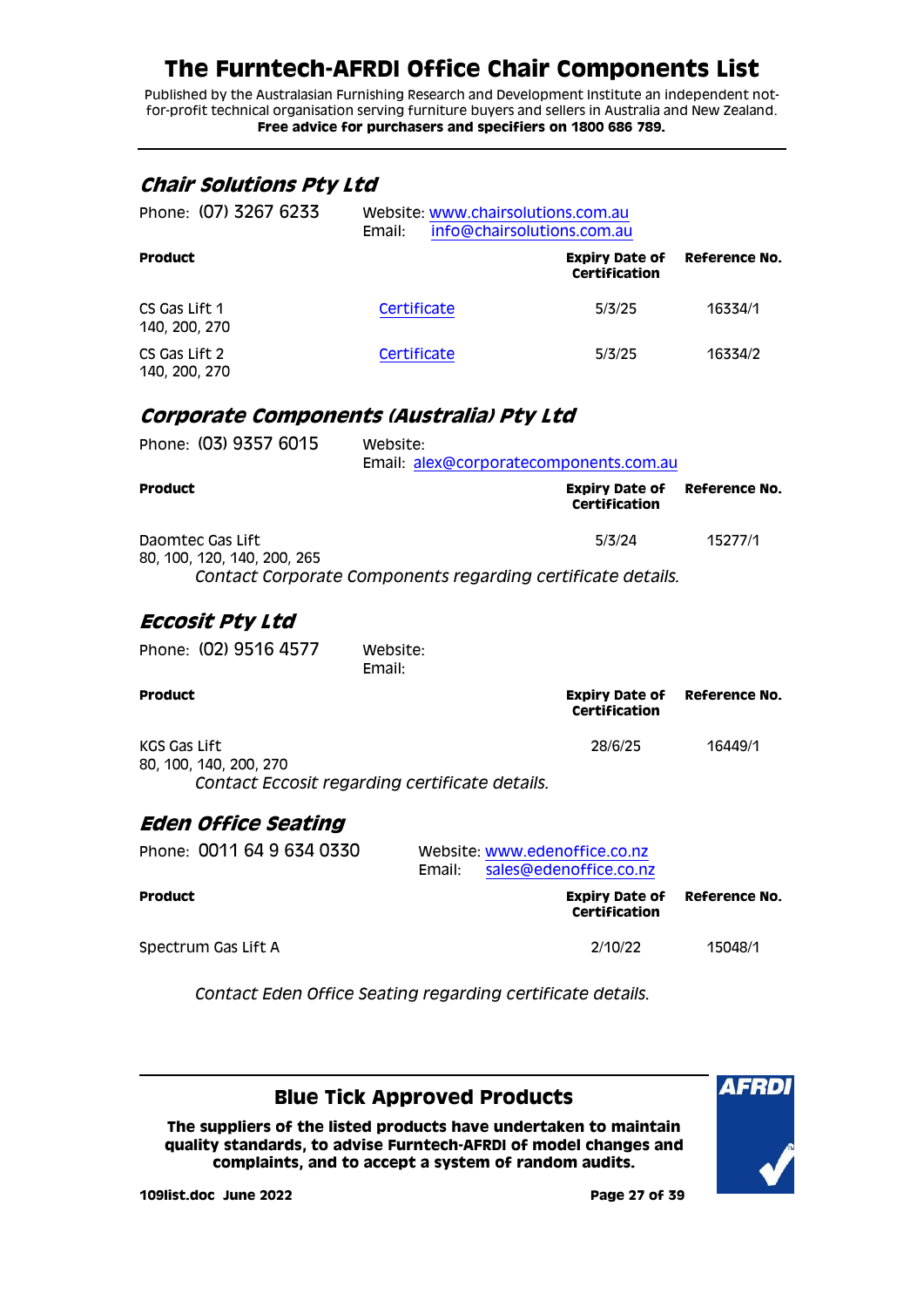# The Furntech-AFRDI Office Chair Components List

Published by the Australasian Furnishing Research and Development Institute an independent not-for-profit technical organisation serving furniture buyers and sellers in Australia and New Zealand.
**Free advice for purchasers and specifiers on 1800 686 789.**

## *Chair Solutions Pty Ltd*

Phone: (07) 3267 6233

Website: www.chairsolutions.com.au
Email: info@chairsolutions.com.au

| Product | | Expiry Date of Certification | Reference No. |
|---|---|---|---|
| CS Gas Lift 1<br>140, 200, 270 | Certificate | 5/3/25 | 16334/1 |
| CS Gas Lift 2<br>140, 200, 270 | Certificate | 5/3/25 | 16334/2 |

## *Corporate Components (Australia) Pty Ltd*

Phone: (03) 9357 6015

Website:
Email: alex@corporatecomponents.com.au

| Product | Expiry Date of Certification | Reference No. |
|---|---|---|
| Daomtec Gas Lift<br>80, 100, 120, 140, 200, 265 | 5/3/24 | 15277/1 |

*Contact Corporate Components regarding certificate details.*

## *Eccosit Pty Ltd*

Phone: (02) 9516 4577

Website:
Email:

| Product | Expiry Date of Certification | Reference No. |
|---|---|---|
| KGS Gas Lift<br>80, 100, 140, 200, 270 | 28/6/25 | 16449/1 |

*Contact Eccosit regarding certificate details.*

## *Eden Office Seating*

Phone: 0011 64 9 634 0330

Website: www.edenoffice.co.nz
Email: sales@edenoffice.co.nz

| Product | Expiry Date of Certification | Reference No. |
|---|---|---|
| Spectrum Gas Lift A | 2/10/22 | 15048/1 |

*Contact Eden Office Seating regarding certificate details.*

### Blue Tick Approved Products

**The suppliers of the listed products have undertaken to maintain quality standards, to advise Furntech-AFRDI of model changes and complaints, and to accept a system of random audits.**

**109list.doc June 2022**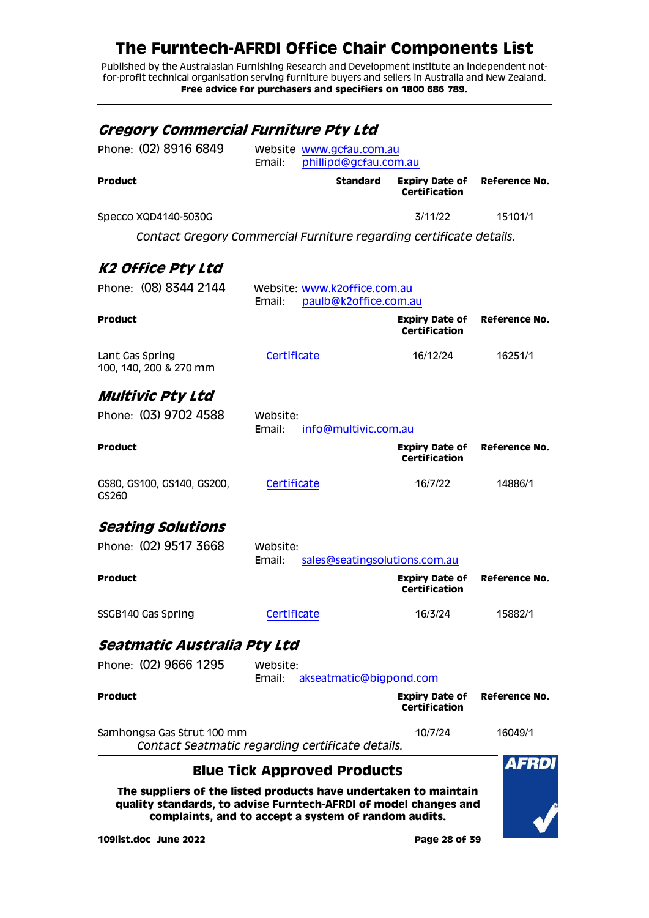# The Furntech-AFRDI Office Chair Components List

Published by the Australasian Furnishing Research and Development Institute an independent not-for-profit technical organisation serving furniture buyers and sellers in Australia and New Zealand.
**Free advice for purchasers and specifiers on 1800 686 789.**

---

## *Gregory Commercial Furniture Pty Ltd*

Phone: (02) 8916 6849 — Website www.gcfau.com.au — Email: phillipd@gcfau.com.au

| Product | Standard | Expiry Date of Certification | Reference No. |
|---|---|---|---|
| Specco XQD4140-5030G | | 3/11/22 | 15101/1 |

*Contact Gregory Commercial Furniture regarding certificate details.*

## *K2 Office Pty Ltd*

Phone: (08) 8344 2144 — Website: www.k2office.com.au — Email: paulb@k2office.com.au

| Product | | Expiry Date of Certification | Reference No. |
|---|---|---|---|
| Lant Gas Spring 100, 140, 200 & 270 mm | Certificate | 16/12/24 | 16251/1 |

## *Multivic Pty Ltd*

Phone: (03) 9702 4588 — Website: — Email: info@multivic.com.au

| Product | | Expiry Date of Certification | Reference No. |
|---|---|---|---|
| GS80, GS100, GS140, GS200, GS260 | Certificate | 16/7/22 | 14886/1 |

## *Seating Solutions*

Phone: (02) 9517 3668 — Website: — Email: sales@seatingsolutions.com.au

| Product | | Expiry Date of Certification | Reference No. |
|---|---|---|---|
| SSGB140 Gas Spring | Certificate | 16/3/24 | 15882/1 |

## *Seatmatic Australia Pty Ltd*

Phone: (02) 9666 1295 — Website: — Email: akseatmatic@bigpond.com

| Product | | Expiry Date of Certification | Reference No. |
|---|---|---|---|
| Samhongsa Gas Strut 100 mm | | 10/7/24 | 16049/1 |

*Contact Seatmatic regarding certificate details.*

---

## Blue Tick Approved Products

**The suppliers of the listed products have undertaken to maintain quality standards, to advise Furntech-AFRDI of model changes and complaints, and to accept a system of random audits.**

**109list.doc June 2022**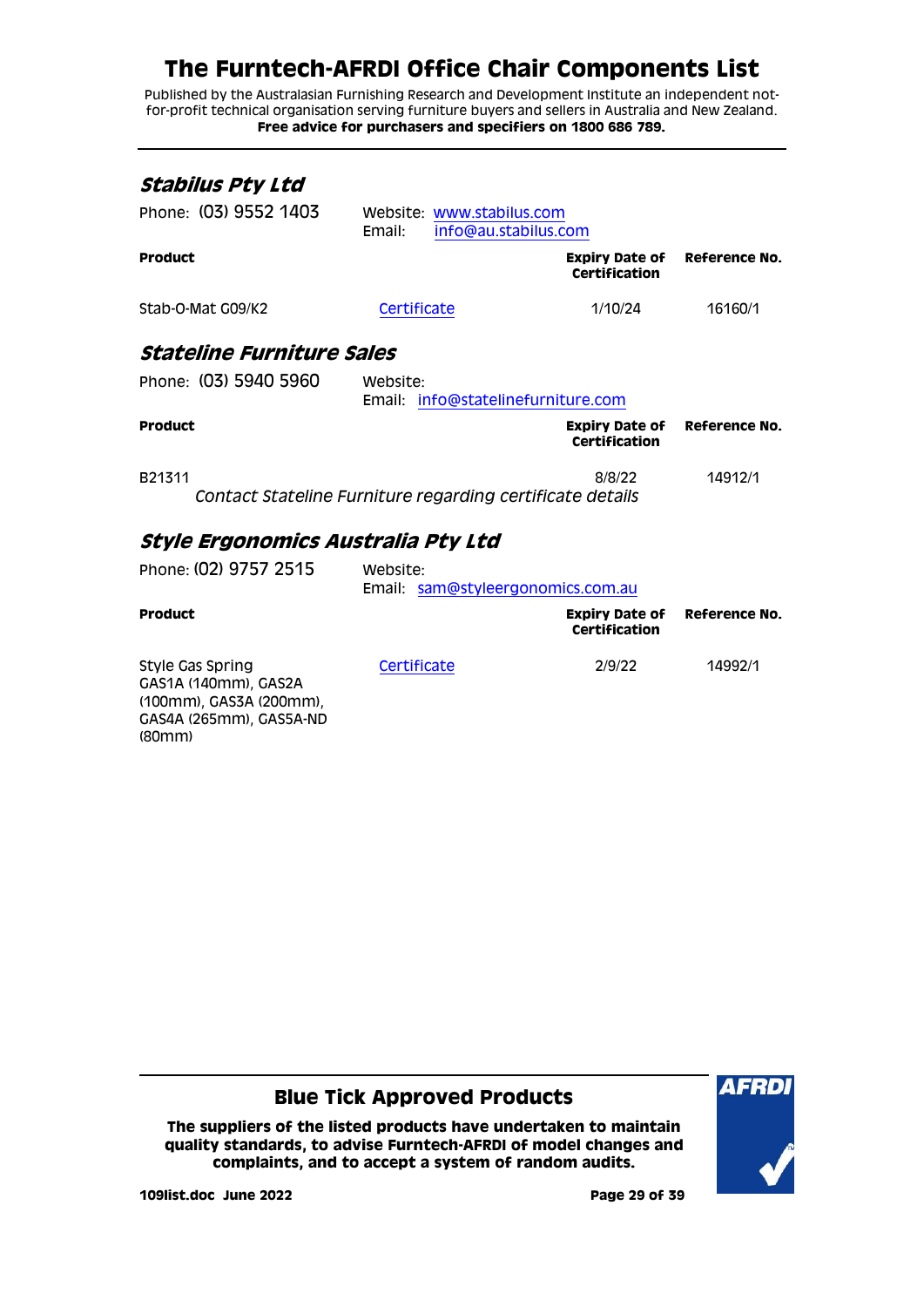# The Furntech-AFRDI Office Chair Components List

Published by the Australasian Furnishing Research and Development Institute an independent not-for-profit technical organisation serving furniture buyers and sellers in Australia and New Zealand.
**Free advice for purchasers and specifiers on 1800 686 789.**

---

## *Stabilus Pty Ltd*

Phone: (03) 9552 1403    Website: www.stabilus.com
Email: info@au.stabilus.com

| Product | | Expiry Date of Certification | Reference No. |
|---|---|---|---|
| Stab-O-Mat G09/K2 | Certificate | 1/10/24 | 16160/1 |

## *Stateline Furniture Sales*

Phone: (03) 5940 5960    Website:
Email: info@statelinefurniture.com

| Product | | Expiry Date of Certification | Reference No. |
|---|---|---|---|
| B21311 | | 8/8/22 | 14912/1 |

*Contact Stateline Furniture regarding certificate details*

## *Style Ergonomics Australia Pty Ltd*

Phone: (02) 9757 2515    Website:
Email: sam@styleergonomics.com.au

| Product | | Expiry Date of Certification | Reference No. |
|---|---|---|---|
| Style Gas Spring GAS1A (140mm), GAS2A (100mm), GAS3A (200mm), GAS4A (265mm), GAS5A-ND (80mm) | Certificate | 2/9/22 | 14992/1 |

---

**Blue Tick Approved Products**

**The suppliers of the listed products have undertaken to maintain quality standards, to advise Furntech-AFRDI of model changes and complaints, and to accept a system of random audits.**

**109list.doc June 2022**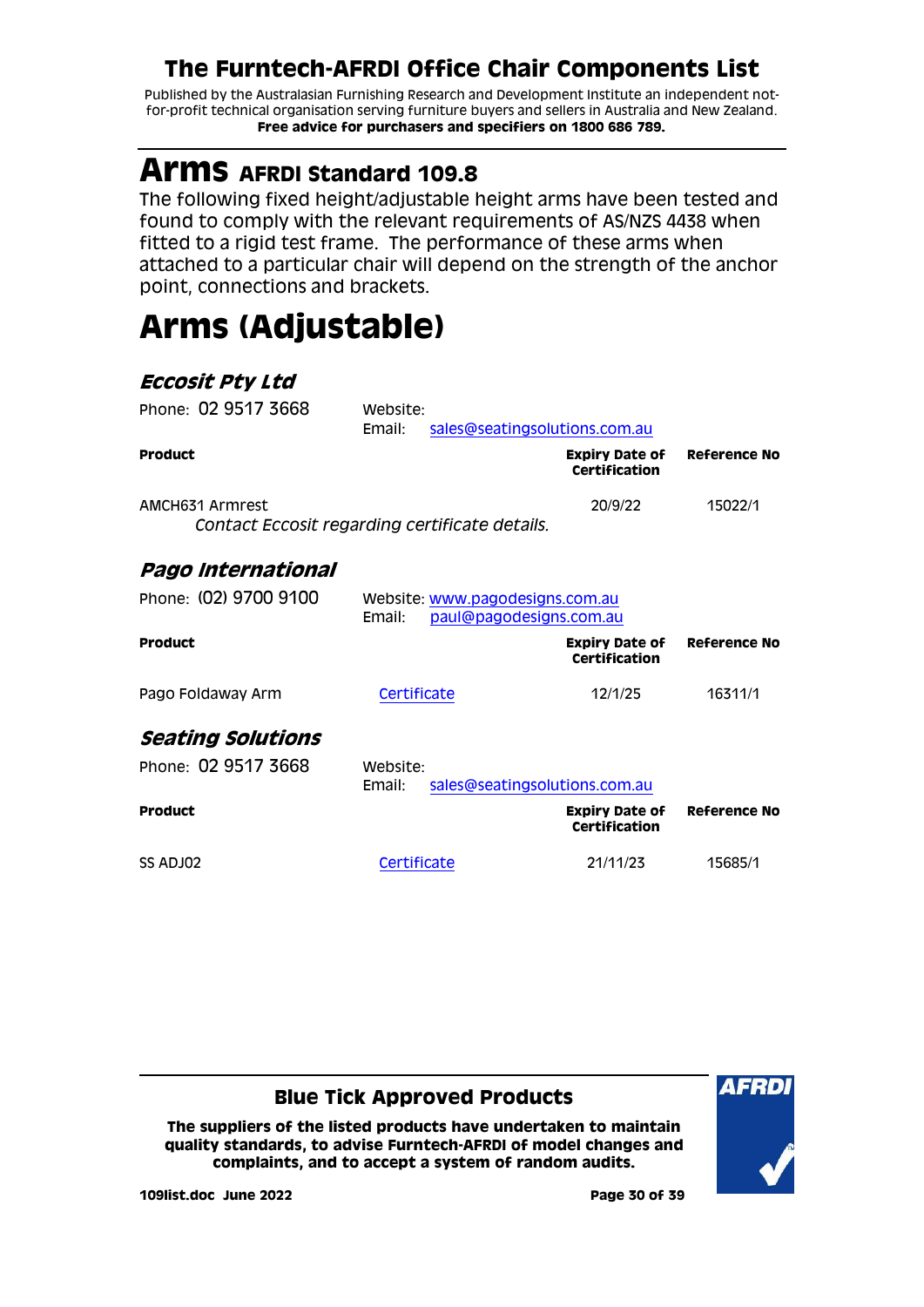# The Furntech-AFRDI Office Chair Components List

Published by the Australasian Furnishing Research and Development Institute an independent not-for-profit technical organisation serving furniture buyers and sellers in Australia and New Zealand.
**Free advice for purchasers and specifiers on 1800 686 789.**

# Arms AFRDI Standard 109.8

The following fixed height/adjustable height arms have been tested and found to comply with the relevant requirements of AS/NZS 4438 when fitted to a rigid test frame. The performance of these arms when attached to a particular chair will depend on the strength of the anchor point, connections and brackets.

# Arms (Adjustable)

### *Eccosit Pty Ltd*

Phone: 02 9517 3668 | Website: | Email: sales@seatingsolutions.com.au

| Product | | Expiry Date of Certification | Reference No |
|---|---|---|---|
| AMCH631 Armrest | | 20/9/22 | 15022/1 |

*Contact Eccosit regarding certificate details.*

### *Pago International*

Phone: (02) 9700 9100 | Website: www.pagodesigns.com.au | Email: paul@pagodesigns.com.au

| Product | | Expiry Date of Certification | Reference No |
|---|---|---|---|
| Pago Foldaway Arm | Certificate | 12/1/25 | 16311/1 |

### *Seating Solutions*

Phone: 02 9517 3668 | Website: | Email: sales@seatingsolutions.com.au

| Product | | Expiry Date of Certification | Reference No |
|---|---|---|---|
| SS ADJ02 | Certificate | 21/11/23 | 15685/1 |

**Blue Tick Approved Products**

**The suppliers of the listed products have undertaken to maintain quality standards, to advise Furntech-AFRDI of model changes and complaints, and to accept a system of random audits.**

**109list.doc June 2022**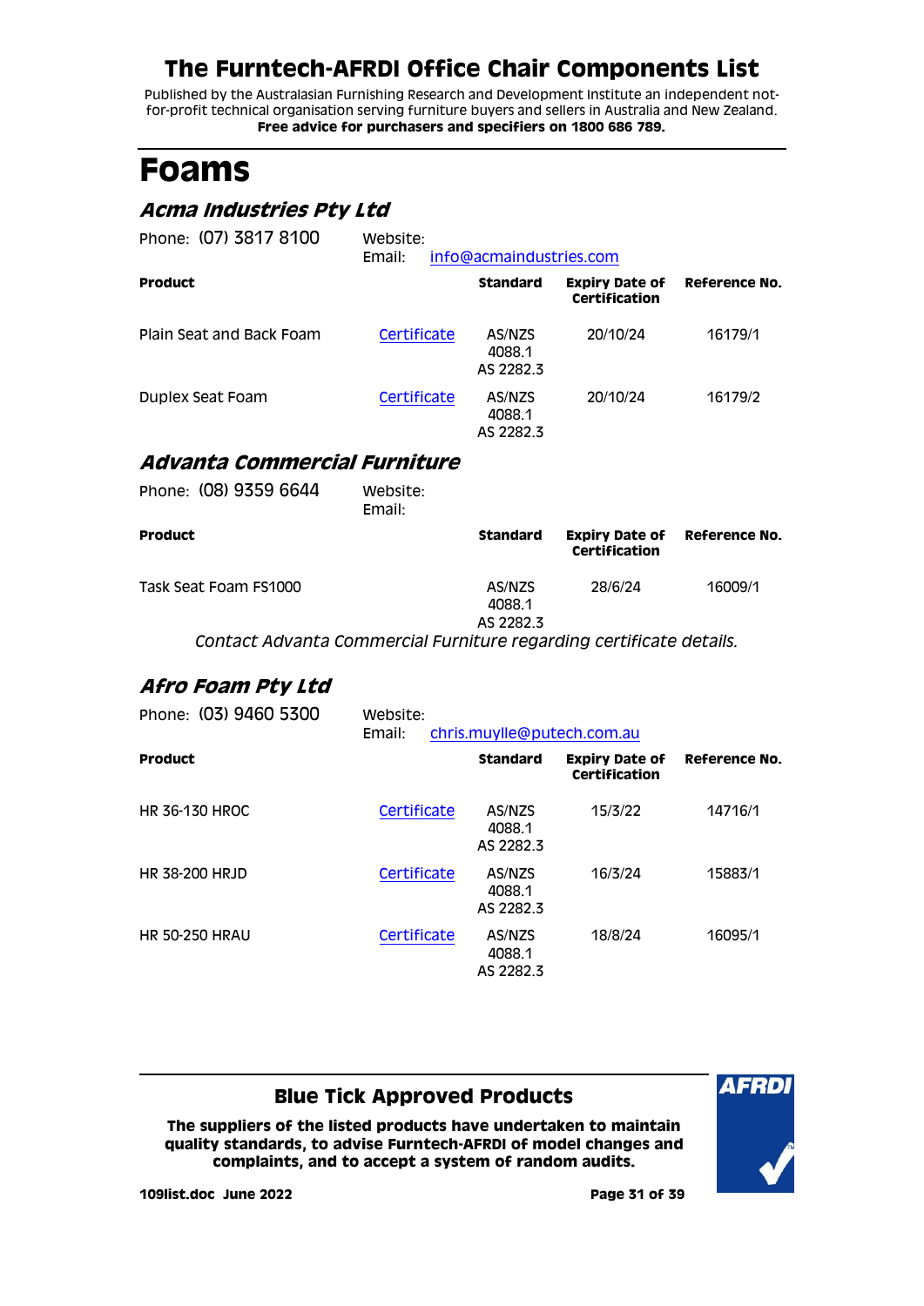# The Furntech-AFRDI Office Chair Components List

Published by the Australasian Furnishing Research and Development Institute an independent not-for-profit technical organisation serving furniture buyers and sellers in Australia and New Zealand.
**Free advice for purchasers and specifiers on 1800 686 789.**

# Foams

## *Acma Industries Pty Ltd*

Phone: (07) 3817 8100 | Website: | Email: info@acmaindustries.com

| Product | | Standard | Expiry Date of Certification | Reference No. |
|---|---|---|---|---|
| Plain Seat and Back Foam | Certificate | AS/NZS 4088.1 AS 2282.3 | 20/10/24 | 16179/1 |
| Duplex Seat Foam | Certificate | AS/NZS 4088.1 AS 2282.3 | 20/10/24 | 16179/2 |

## *Advanta Commercial Furniture*

Phone: (08) 9359 6644 | Website: | Email:

| Product | | Standard | Expiry Date of Certification | Reference No. |
|---|---|---|---|---|
| Task Seat Foam FS1000 | | AS/NZS 4088.1 AS 2282.3 | 28/6/24 | 16009/1 |

*Contact Advanta Commercial Furniture regarding certificate details.*

## *Afro Foam Pty Ltd*

Phone: (03) 9460 5300 | Website: | Email: chris.muylle@putech.com.au

| Product | | Standard | Expiry Date of Certification | Reference No. |
|---|---|---|---|---|
| HR 36-130 HROC | Certificate | AS/NZS 4088.1 AS 2282.3 | 15/3/22 | 14716/1 |
| HR 38-200 HRJD | Certificate | AS/NZS 4088.1 AS 2282.3 | 16/3/24 | 15883/1 |
| HR 50-250 HRAU | Certificate | AS/NZS 4088.1 AS 2282.3 | 18/8/24 | 16095/1 |

### Blue Tick Approved Products

**The suppliers of the listed products have undertaken to maintain quality standards, to advise Furntech-AFRDI of model changes and complaints, and to accept a system of random audits.**

**109list.doc June 2022**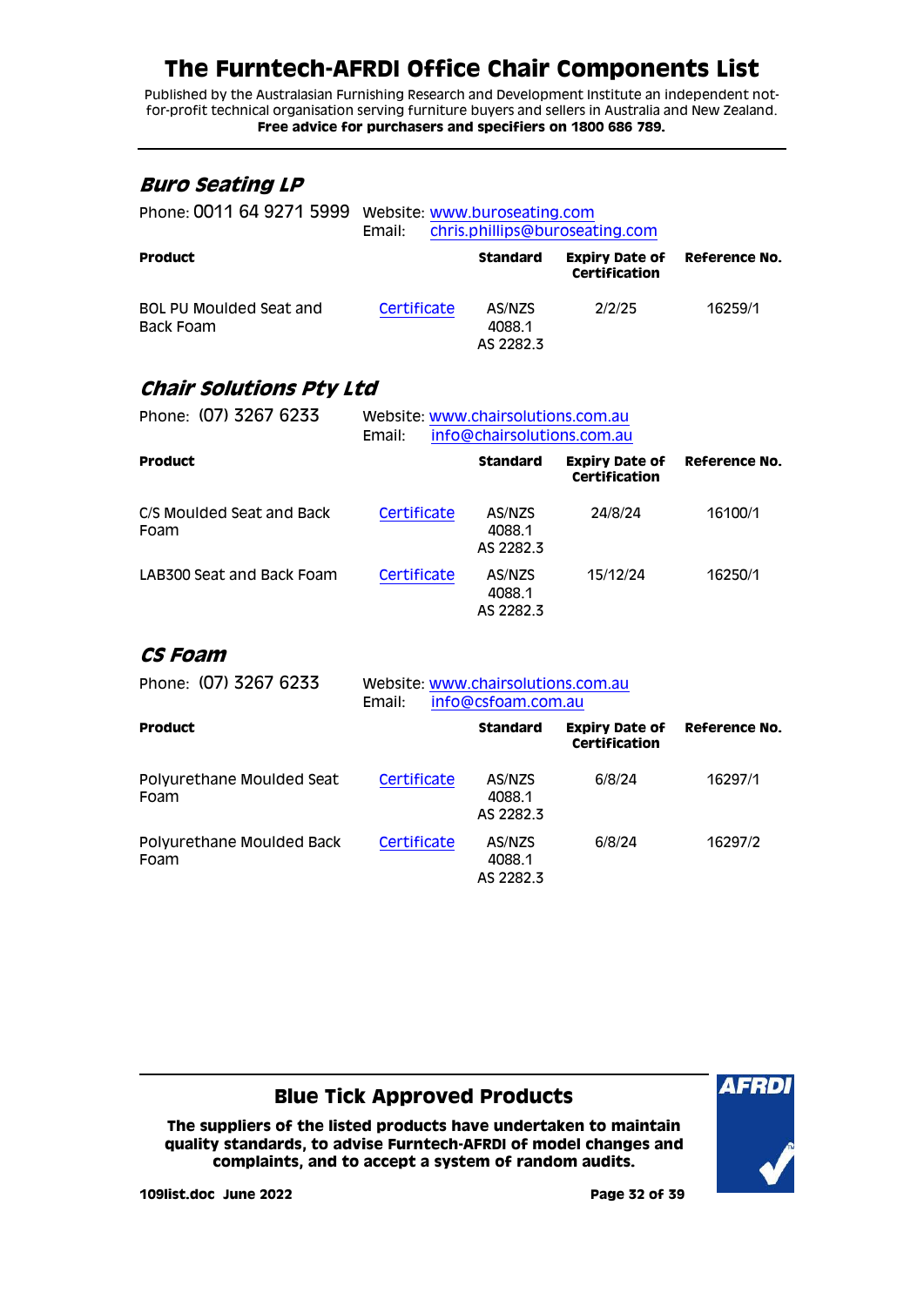# The Furntech-AFRDI Office Chair Components List

Published by the Australasian Furnishing Research and Development Institute an independent not-for-profit technical organisation serving furniture buyers and sellers in Australia and New Zealand.
**Free advice for purchasers and specifiers on 1800 686 789.**

## *Buro Seating LP*

Phone: 0011 64 9271 5999 Website: www.buroseating.com
Email: chris.phillips@buroseating.com

| Product | | Standard | Expiry Date of Certification | Reference No. |
|---|---|---|---|---|
| BOL PU Moulded Seat and Back Foam | Certificate | AS/NZS 4088.1 AS 2282.3 | 2/2/25 | 16259/1 |

## *Chair Solutions Pty Ltd*

Phone: (07) 3267 6233 Website: www.chairsolutions.com.au
Email: info@chairsolutions.com.au

| Product | | Standard | Expiry Date of Certification | Reference No. |
|---|---|---|---|---|
| C/S Moulded Seat and Back Foam | Certificate | AS/NZS 4088.1 AS 2282.3 | 24/8/24 | 16100/1 |
| LAB300 Seat and Back Foam | Certificate | AS/NZS 4088.1 AS 2282.3 | 15/12/24 | 16250/1 |

## *CS Foam*

Phone: (07) 3267 6233 Website: www.chairsolutions.com.au
Email: info@csfoam.com.au

| Product | | Standard | Expiry Date of Certification | Reference No. |
|---|---|---|---|---|
| Polyurethane Moulded Seat Foam | Certificate | AS/NZS 4088.1 AS 2282.3 | 6/8/24 | 16297/1 |
| Polyurethane Moulded Back Foam | Certificate | AS/NZS 4088.1 AS 2282.3 | 6/8/24 | 16297/2 |

**Blue Tick Approved Products**

**The suppliers of the listed products have undertaken to maintain quality standards, to advise Furntech-AFRDI of model changes and complaints, and to accept a system of random audits.**

**109list.doc June 2022**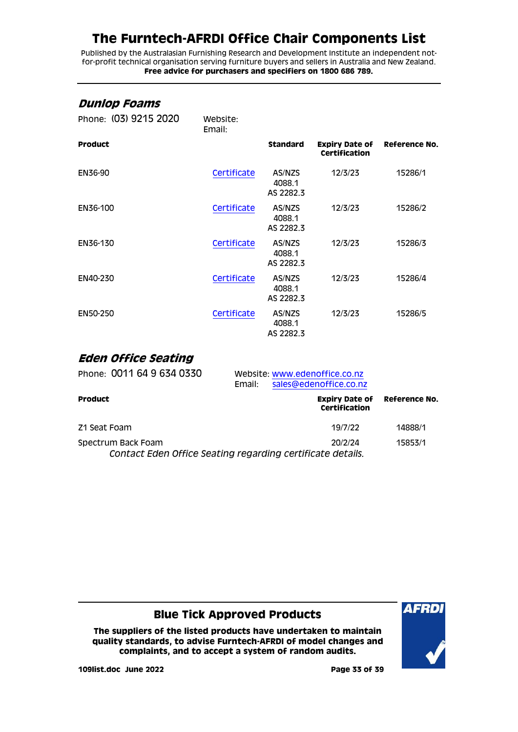# The Furntech-AFRDI Office Chair Components List

Published by the Australasian Furnishing Research and Development Institute an independent not-for-profit technical organisation serving furniture buyers and sellers in Australia and New Zealand.
**Free advice for purchasers and specifiers on 1800 686 789.**

## *Dunlop Foams*

Phone: (03) 9215 2020 Website:
Email:

| Product | | Standard | Expiry Date of Certification | Reference No. |
|---|---|---|---|---|
| EN36-90 | Certificate | AS/NZS 4088.1 AS 2282.3 | 12/3/23 | 15286/1 |
| EN36-100 | Certificate | AS/NZS 4088.1 AS 2282.3 | 12/3/23 | 15286/2 |
| EN36-130 | Certificate | AS/NZS 4088.1 AS 2282.3 | 12/3/23 | 15286/3 |
| EN40-230 | Certificate | AS/NZS 4088.1 AS 2282.3 | 12/3/23 | 15286/4 |
| EN50-250 | Certificate | AS/NZS 4088.1 AS 2282.3 | 12/3/23 | 15286/5 |

## *Eden Office Seating*

Phone: 0011 64 9 634 0330 Website: www.edenoffice.co.nz
Email: sales@edenoffice.co.nz

| Product | Expiry Date of Certification | Reference No. |
|---|---|---|
| Z1 Seat Foam | 19/7/22 | 14888/1 |
| Spectrum Back Foam | 20/2/24 | 15853/1 |

*Contact Eden Office Seating regarding certificate details.*

**Blue Tick Approved Products**

**The suppliers of the listed products have undertaken to maintain quality standards, to advise Furntech-AFRDI of model changes and complaints, and to accept a system of random audits.**

**109list.doc June 2022**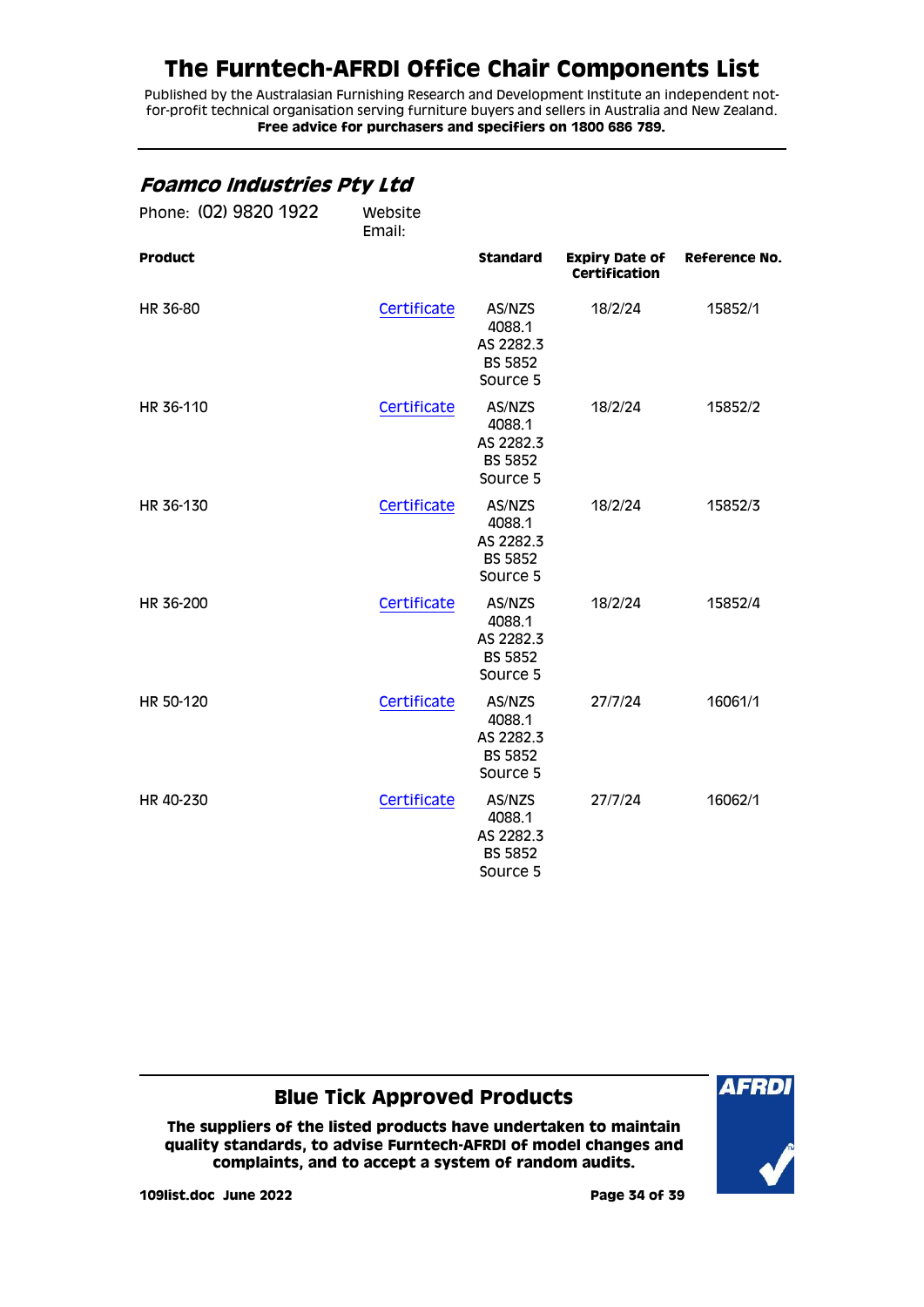# The Furntech-AFRDI Office Chair Components List

Published by the Australasian Furnishing Research and Development Institute an independent not-for-profit technical organisation serving furniture buyers and sellers in Australia and New Zealand.
**Free advice for purchasers and specifiers on 1800 686 789.**

## *Foamco Industries Pty Ltd*

Phone: (02) 9820 1922

Website
Email:

| Product | | Standard | Expiry Date of Certification | Reference No. |
|---|---|---|---|---|
| HR 36-80 | Certificate | AS/NZS 4088.1 AS 2282.3 BS 5852 Source 5 | 18/2/24 | 15852/1 |
| HR 36-110 | Certificate | AS/NZS 4088.1 AS 2282.3 BS 5852 Source 5 | 18/2/24 | 15852/2 |
| HR 36-130 | Certificate | AS/NZS 4088.1 AS 2282.3 BS 5852 Source 5 | 18/2/24 | 15852/3 |
| HR 36-200 | Certificate | AS/NZS 4088.1 AS 2282.3 BS 5852 Source 5 | 18/2/24 | 15852/4 |
| HR 50-120 | Certificate | AS/NZS 4088.1 AS 2282.3 BS 5852 Source 5 | 27/7/24 | 16061/1 |
| HR 40-230 | Certificate | AS/NZS 4088.1 AS 2282.3 BS 5852 Source 5 | 27/7/24 | 16062/1 |

## Blue Tick Approved Products

**The suppliers of the listed products have undertaken to maintain quality standards, to advise Furntech-AFRDI of model changes and complaints, and to accept a system of random audits.**

**109list.doc June 2022**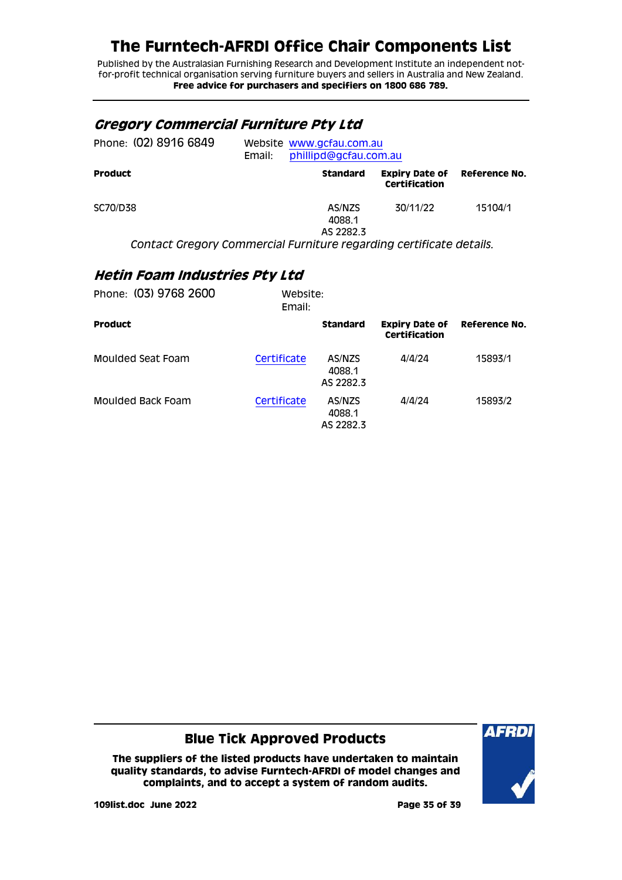# The Furntech-AFRDI Office Chair Components List

Published by the Australasian Furnishing Research and Development Institute an independent not-for-profit technical organisation serving furniture buyers and sellers in Australia and New Zealand.
**Free advice for purchasers and specifiers on 1800 686 789.**

## *Gregory Commercial Furniture Pty Ltd*

Phone: (02) 8916 6849 | Website www.gcfau.com.au | Email: phillipd@gcfau.com.au

| Product | | Standard | Expiry Date of Certification | Reference No. |
|---|---|---|---|---|
| SC70/D38 | | AS/NZS 4088.1 AS 2282.3 | 30/11/22 | 15104/1 |

*Contact Gregory Commercial Furniture regarding certificate details.*

## *Hetin Foam Industries Pty Ltd*

Phone: (03) 9768 2600 | Website: | Email:

| Product | | Standard | Expiry Date of Certification | Reference No. |
|---|---|---|---|---|
| Moulded Seat Foam | Certificate | AS/NZS 4088.1 AS 2282.3 | 4/4/24 | 15893/1 |
| Moulded Back Foam | Certificate | AS/NZS 4088.1 AS 2282.3 | 4/4/24 | 15893/2 |

**Blue Tick Approved Products**

**The suppliers of the listed products have undertaken to maintain quality standards, to advise Furntech-AFRDI of model changes and complaints, and to accept a system of random audits.**

**109list.doc June 2022**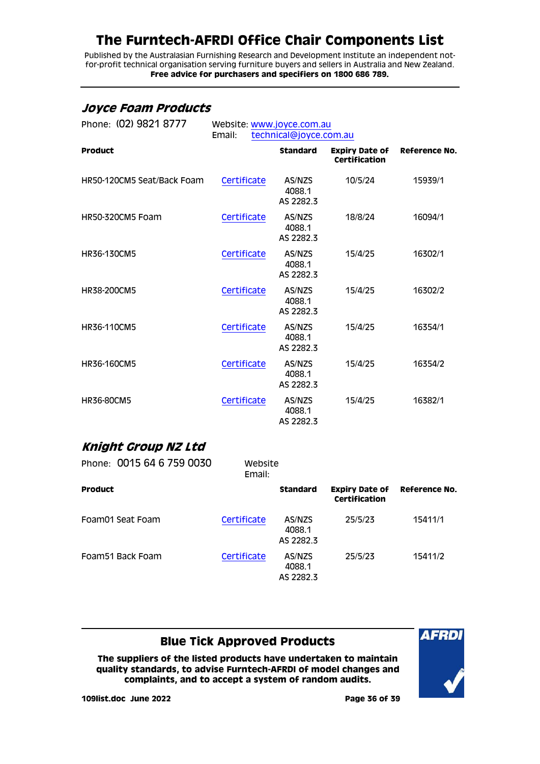# The Furntech-AFRDI Office Chair Components List

Published by the Australasian Furnishing Research and Development Institute an independent not-for-profit technical organisation serving furniture buyers and sellers in Australia and New Zealand.
**Free advice for purchasers and specifiers on 1800 686 789.**

---

## *Joyce Foam Products*

Phone: (02) 9821 8777 Website: www.joyce.com.au
Email: technical@joyce.com.au

| Product | | Standard | Expiry Date of Certification | Reference No. |
|---|---|---|---|---|
| HR50-120CM5 Seat/Back Foam | Certificate | AS/NZS 4088.1 AS 2282.3 | 10/5/24 | 15939/1 |
| HR50-320CM5 Foam | Certificate | AS/NZS 4088.1 AS 2282.3 | 18/8/24 | 16094/1 |
| HR36-130CM5 | Certificate | AS/NZS 4088.1 AS 2282.3 | 15/4/25 | 16302/1 |
| HR38-200CM5 | Certificate | AS/NZS 4088.1 AS 2282.3 | 15/4/25 | 16302/2 |
| HR36-110CM5 | Certificate | AS/NZS 4088.1 AS 2282.3 | 15/4/25 | 16354/1 |
| HR36-160CM5 | Certificate | AS/NZS 4088.1 AS 2282.3 | 15/4/25 | 16354/2 |
| HR36-80CM5 | Certificate | AS/NZS 4088.1 AS 2282.3 | 15/4/25 | 16382/1 |

## *Knight Group NZ Ltd*

Phone: 0015 64 6 759 0030 Website
Email:

| Product | | Standard | Expiry Date of Certification | Reference No. |
|---|---|---|---|---|
| Foam01 Seat Foam | Certificate | AS/NZS 4088.1 AS 2282.3 | 25/5/23 | 15411/1 |
| Foam51 Back Foam | Certificate | AS/NZS 4088.1 AS 2282.3 | 25/5/23 | 15411/2 |

---

### Blue Tick Approved Products

**The suppliers of the listed products have undertaken to maintain quality standards, to advise Furntech-AFRDI of model changes and complaints, and to accept a system of random audits.**

**109list.doc June 2022**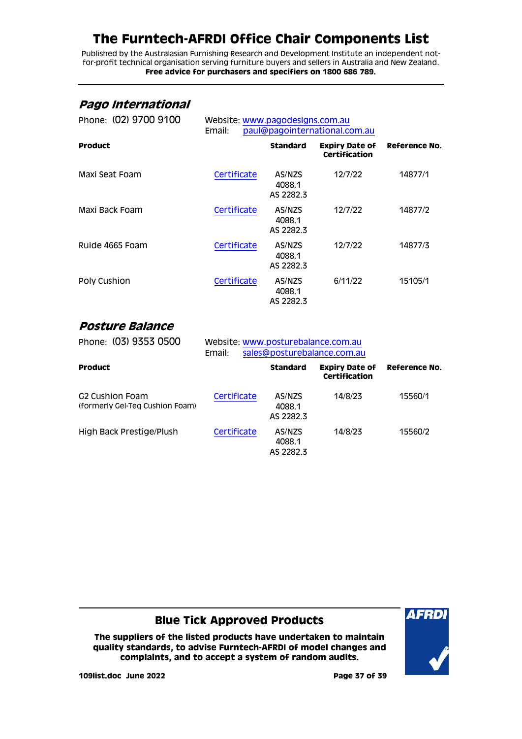# The Furntech-AFRDI Office Chair Components List

Published by the Australasian Furnishing Research and Development Institute an independent not-for-profit technical organisation serving furniture buyers and sellers in Australia and New Zealand.
**Free advice for purchasers and specifiers on 1800 686 789.**

## *Pago International*

Phone: (02) 9700 9100

Website: www.pagodesigns.com.au
Email: paul@pagointernational.com.au

| Product | | Standard | Expiry Date of Certification | Reference No. |
|---|---|---|---|---|
| Maxi Seat Foam | Certificate | AS/NZS 4088.1 AS 2282.3 | 12/7/22 | 14877/1 |
| Maxi Back Foam | Certificate | AS/NZS 4088.1 AS 2282.3 | 12/7/22 | 14877/2 |
| Ruide 4665 Foam | Certificate | AS/NZS 4088.1 AS 2282.3 | 12/7/22 | 14877/3 |
| Poly Cushion | Certificate | AS/NZS 4088.1 AS 2282.3 | 6/11/22 | 15105/1 |

## *Posture Balance*

Phone: (03) 9353 0500

Website: www.posturebalance.com.au
Email: sales@posturebalance.com.au

| Product | | Standard | Expiry Date of Certification | Reference No. |
|---|---|---|---|---|
| G2 Cushion Foam (formerly Gel-Teq Cushion Foam) | Certificate | AS/NZS 4088.1 AS 2282.3 | 14/8/23 | 15560/1 |
| High Back Prestige/Plush | Certificate | AS/NZS 4088.1 AS 2282.3 | 14/8/23 | 15560/2 |

## Blue Tick Approved Products

**The suppliers of the listed products have undertaken to maintain quality standards, to advise Furntech-AFRDI of model changes and complaints, and to accept a system of random audits.**

**109list.doc June 2022**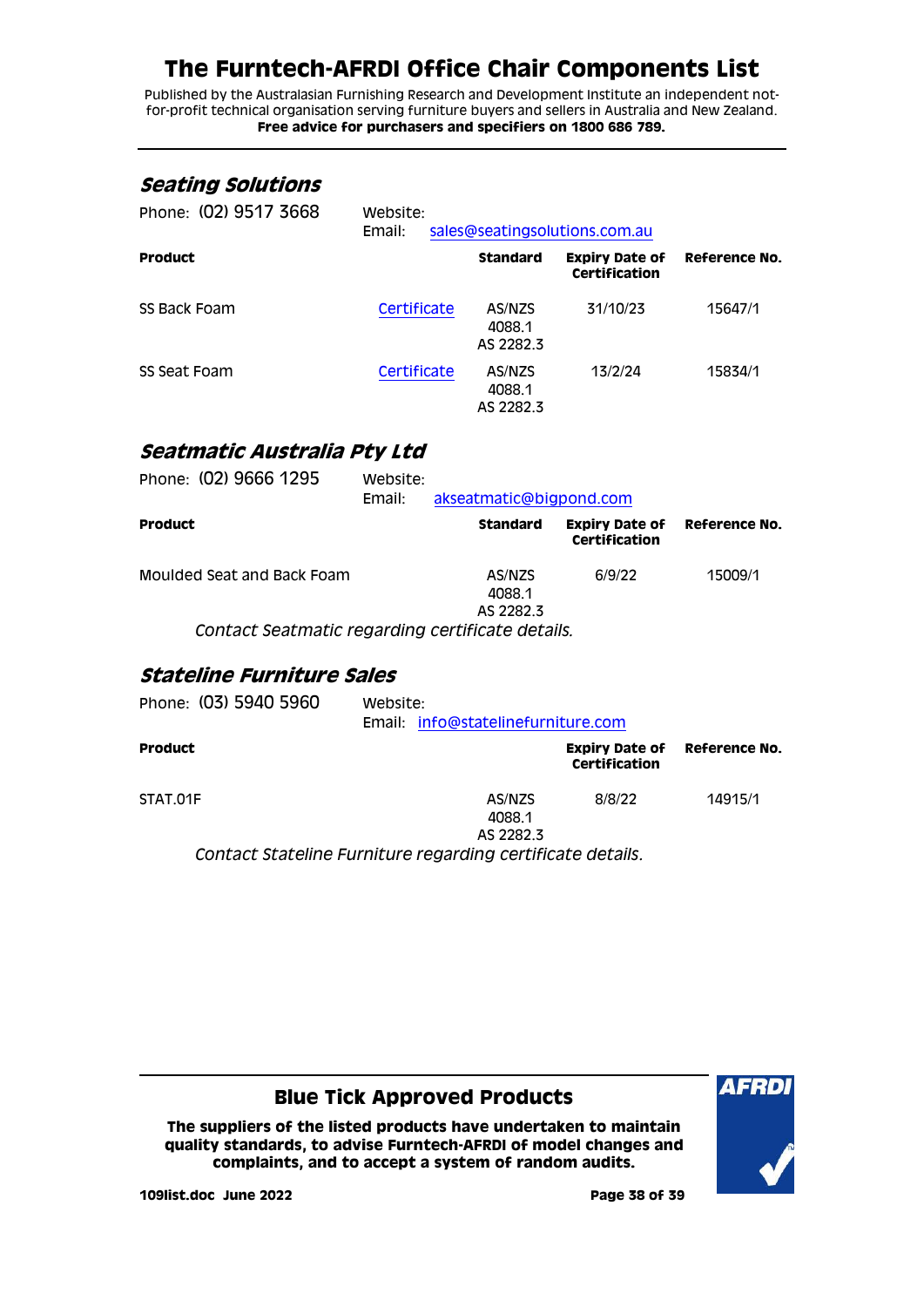# The Furntech-AFRDI Office Chair Components List

Published by the Australasian Furnishing Research and Development Institute an independent not-for-profit technical organisation serving furniture buyers and sellers in Australia and New Zealand.
**Free advice for purchasers and specifiers on 1800 686 789.**

## *Seating Solutions*

Phone: (02) 9517 3668 Website:
Email: sales@seatingsolutions.com.au

| Product | | Standard | Expiry Date of Certification | Reference No. |
|---|---|---|---|---|
| SS Back Foam | Certificate | AS/NZS 4088.1 AS 2282.3 | 31/10/23 | 15647/1 |
| SS Seat Foam | Certificate | AS/NZS 4088.1 AS 2282.3 | 13/2/24 | 15834/1 |

## *Seatmatic Australia Pty Ltd*

Phone: (02) 9666 1295 Website:
Email: akseatmatic@bigpond.com

| Product | | Standard | Expiry Date of Certification | Reference No. |
|---|---|---|---|---|
| Moulded Seat and Back Foam | | AS/NZS 4088.1 AS 2282.3 | 6/9/22 | 15009/1 |

*Contact Seatmatic regarding certificate details.*

## *Stateline Furniture Sales*

Phone: (03) 5940 5960 Website:
Email: info@statelinefurniture.com

| Product | | | Expiry Date of Certification | Reference No. |
|---|---|---|---|---|
| STAT.01F | | AS/NZS 4088.1 AS 2282.3 | 8/8/22 | 14915/1 |

*Contact Stateline Furniture regarding certificate details.*

**Blue Tick Approved Products**

**The suppliers of the listed products have undertaken to maintain quality standards, to advise Furntech-AFRDI of model changes and complaints, and to accept a system of random audits.**

**109list.doc June 2022**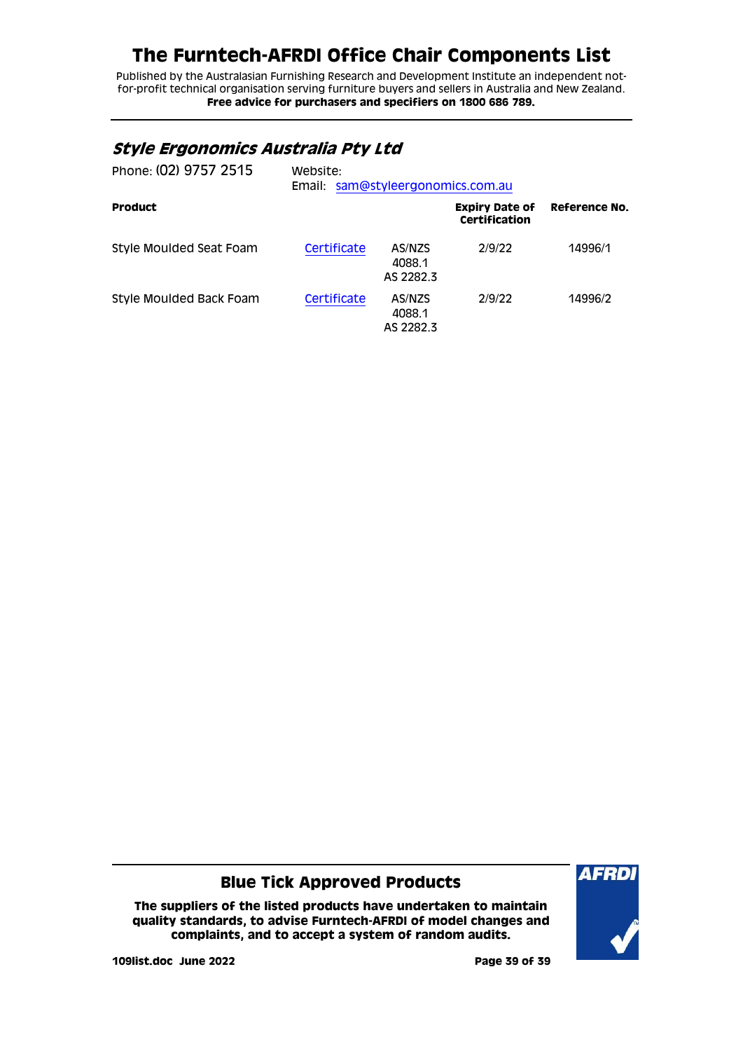# The Furntech-AFRDI Office Chair Components List

Published by the Australasian Furnishing Research and Development Institute an independent not-for-profit technical organisation serving furniture buyers and sellers in Australia and New Zealand.
**Free advice for purchasers and specifiers on 1800 686 789.**

## *Style Ergonomics Australia Pty Ltd*

Phone: (02) 9757 2515

Website:
Email: sam@styleergonomics.com.au

| Product | | | Expiry Date of Certification | Reference No. |
|---|---|---|---|---|
| Style Moulded Seat Foam | Certificate | AS/NZS 4088.1 AS 2282.3 | 2/9/22 | 14996/1 |
| Style Moulded Back Foam | Certificate | AS/NZS 4088.1 AS 2282.3 | 2/9/22 | 14996/2 |

## Blue Tick Approved Products

**The suppliers of the listed products have undertaken to maintain quality standards, to advise Furntech-AFRDI of model changes and complaints, and to accept a system of random audits.**

**109list.doc June 2022**